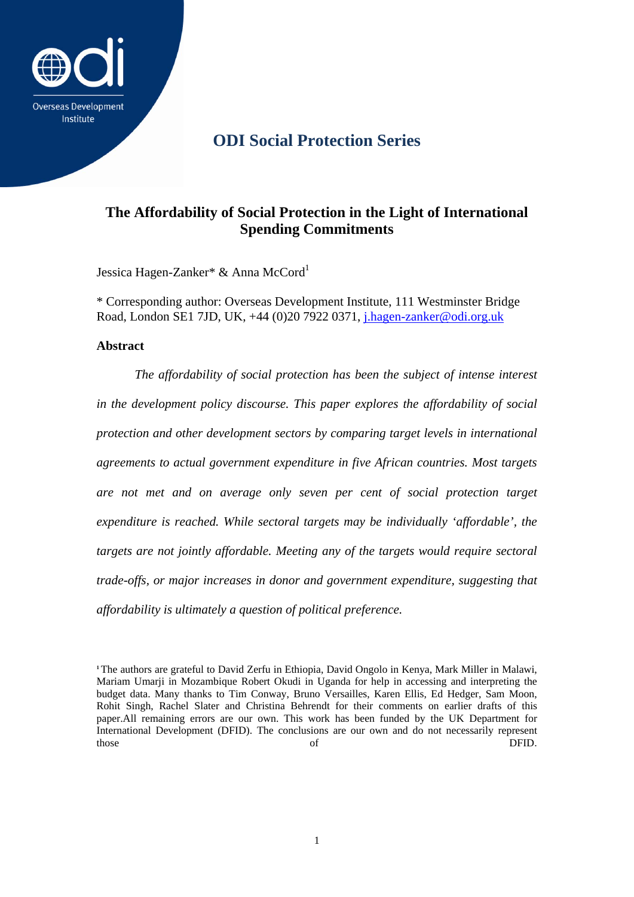Overseas Development Institute

# ODI Social Protection Series

## The Affordability of Social Protection in the Light of International Spending Commitments

Jessica Hagen-Zanker* & Anna McCord[1]

* Corresponding author: Overseas Development Institute, 111 Westminster Bridge Road, London SE1 7JD, UK, +44 (0)20 7922 0371, j.hagen-zanker@odi.org.uk

### Abstract

*The affordability of social protection has been the subject of intense interest in the development policy discourse. This paper explores the affordability of social protection and other development sectors by comparing target levels in international agreements to actual government expenditure in five African countries. Most targets are not met and on average only seven per cent of social protection target expenditure is reached. While sectoral targets may be individually 'affordable', the targets are not jointly affordable. Meeting any of the targets would require sectoral trade-offs, or major increases in donor and government expenditure, suggesting that affordability is ultimately a question of political preference.*

[1] The authors are grateful to David Zerfu in Ethiopia, David Ongolo in Kenya, Mark Miller in Malawi, Mariam Umarji in Mozambique Robert Okudi in Uganda for help in accessing and interpreting the budget data. Many thanks to Tim Conway, Bruno Versailles, Karen Ellis, Ed Hedger, Sam Moon, Rohit Singh, Rachel Slater and Christina Behrendt for their comments on earlier drafts of this paper.All remaining errors are our own. This work has been funded by the UK Department for International Development (DFID). The conclusions are our own and do not necessarily represent those of DFID.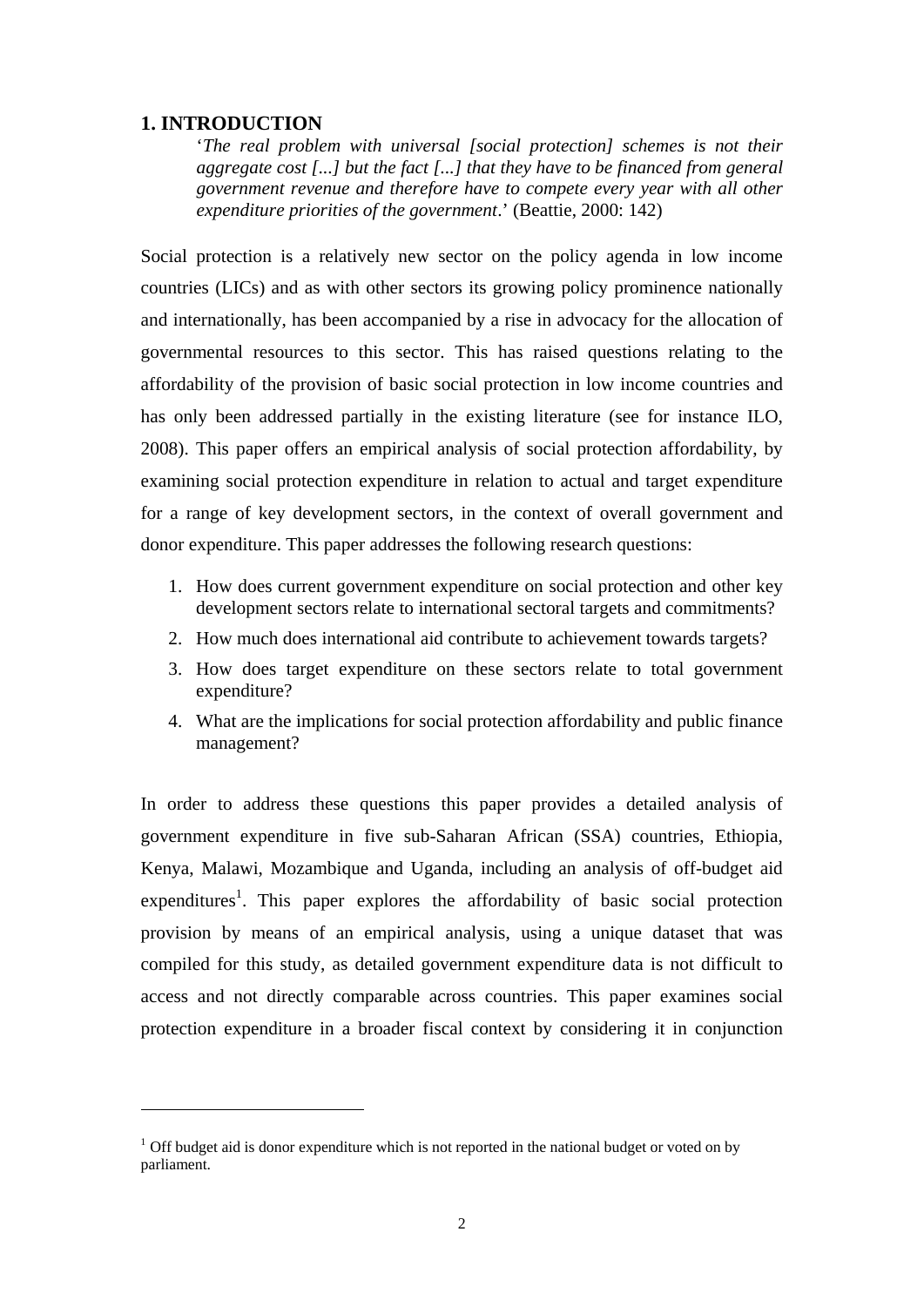## 1. INTRODUCTION

> '*The real problem with universal [social protection] schemes is not their aggregate cost [...] but the fact [...] that they have to be financed from general government revenue and therefore have to compete every year with all other expenditure priorities of the government*.' (Beattie, 2000: 142)

Social protection is a relatively new sector on the policy agenda in low income countries (LICs) and as with other sectors its growing policy prominence nationally and internationally, has been accompanied by a rise in advocacy for the allocation of governmental resources to this sector. This has raised questions relating to the affordability of the provision of basic social protection in low income countries and has only been addressed partially in the existing literature (see for instance ILO, 2008). This paper offers an empirical analysis of social protection affordability, by examining social protection expenditure in relation to actual and target expenditure for a range of key development sectors, in the context of overall government and donor expenditure. This paper addresses the following research questions:

1. How does current government expenditure on social protection and other key development sectors relate to international sectoral targets and commitments?
2. How much does international aid contribute to achievement towards targets?
3. How does target expenditure on these sectors relate to total government expenditure?
4. What are the implications for social protection affordability and public finance management?

In order to address these questions this paper provides a detailed analysis of government expenditure in five sub-Saharan African (SSA) countries, Ethiopia, Kenya, Malawi, Mozambique and Uganda, including an analysis of off-budget aid expenditures[1]. This paper explores the affordability of basic social protection provision by means of an empirical analysis, using a unique dataset that was compiled for this study, as detailed government expenditure data is not difficult to access and not directly comparable across countries. This paper examines social protection expenditure in a broader fiscal context by considering it in conjunction

[1] Off budget aid is donor expenditure which is not reported in the national budget or voted on by parliament.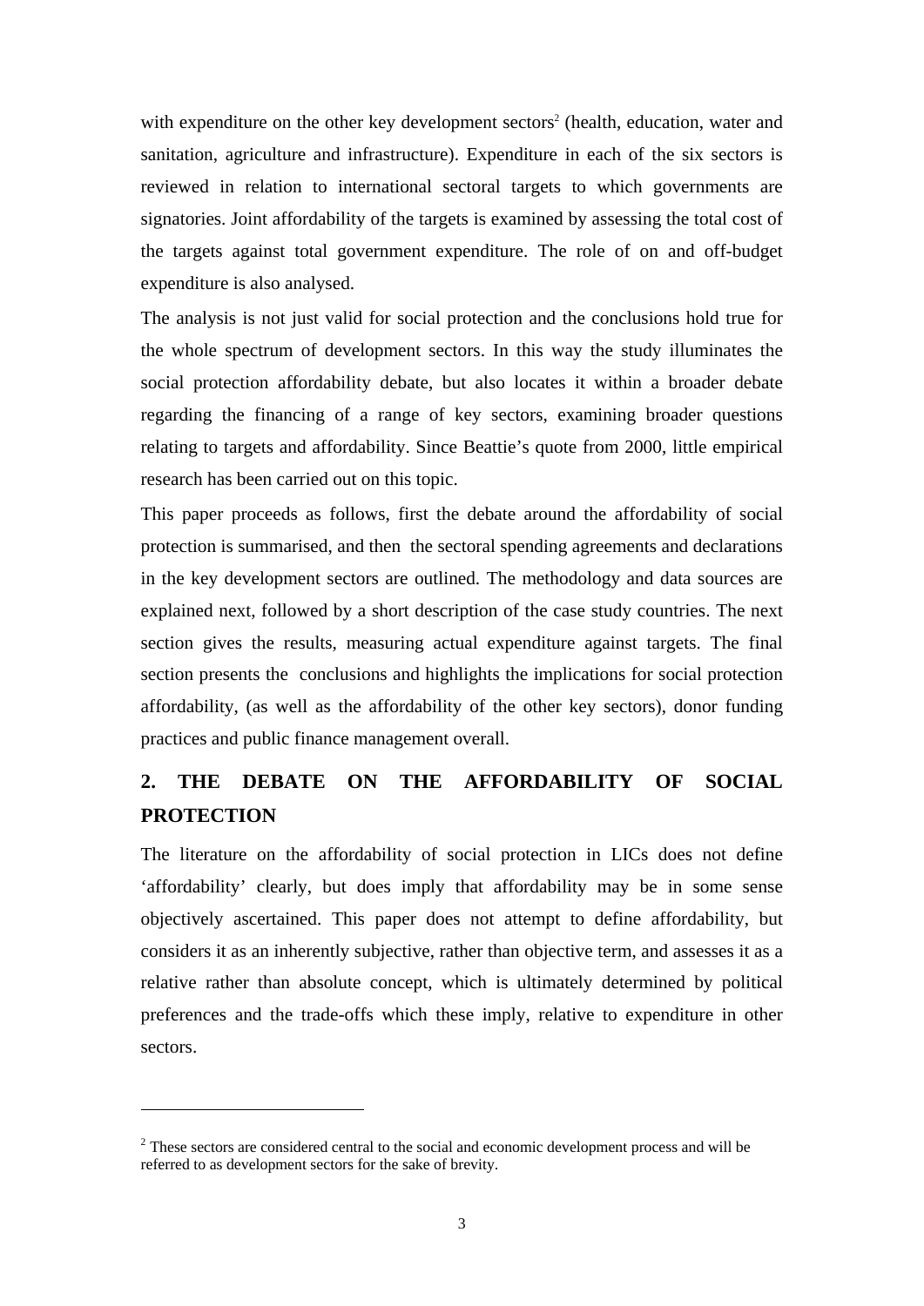with expenditure on the other key development sectors[2] (health, education, water and sanitation, agriculture and infrastructure). Expenditure in each of the six sectors is reviewed in relation to international sectoral targets to which governments are signatories. Joint affordability of the targets is examined by assessing the total cost of the targets against total government expenditure. The role of on and off-budget expenditure is also analysed.

The analysis is not just valid for social protection and the conclusions hold true for the whole spectrum of development sectors. In this way the study illuminates the social protection affordability debate, but also locates it within a broader debate regarding the financing of a range of key sectors, examining broader questions relating to targets and affordability. Since Beattie's quote from 2000, little empirical research has been carried out on this topic.

This paper proceeds as follows, first the debate around the affordability of social protection is summarised, and then the sectoral spending agreements and declarations in the key development sectors are outlined. The methodology and data sources are explained next, followed by a short description of the case study countries. The next section gives the results, measuring actual expenditure against targets. The final section presents the conclusions and highlights the implications for social protection affordability, (as well as the affordability of the other key sectors), donor funding practices and public finance management overall.

## 2. THE DEBATE ON THE AFFORDABILITY OF SOCIAL PROTECTION

The literature on the affordability of social protection in LICs does not define 'affordability' clearly, but does imply that affordability may be in some sense objectively ascertained. This paper does not attempt to define affordability, but considers it as an inherently subjective, rather than objective term, and assesses it as a relative rather than absolute concept, which is ultimately determined by political preferences and the trade-offs which these imply, relative to expenditure in other sectors.

---

[2] These sectors are considered central to the social and economic development process and will be referred to as development sectors for the sake of brevity.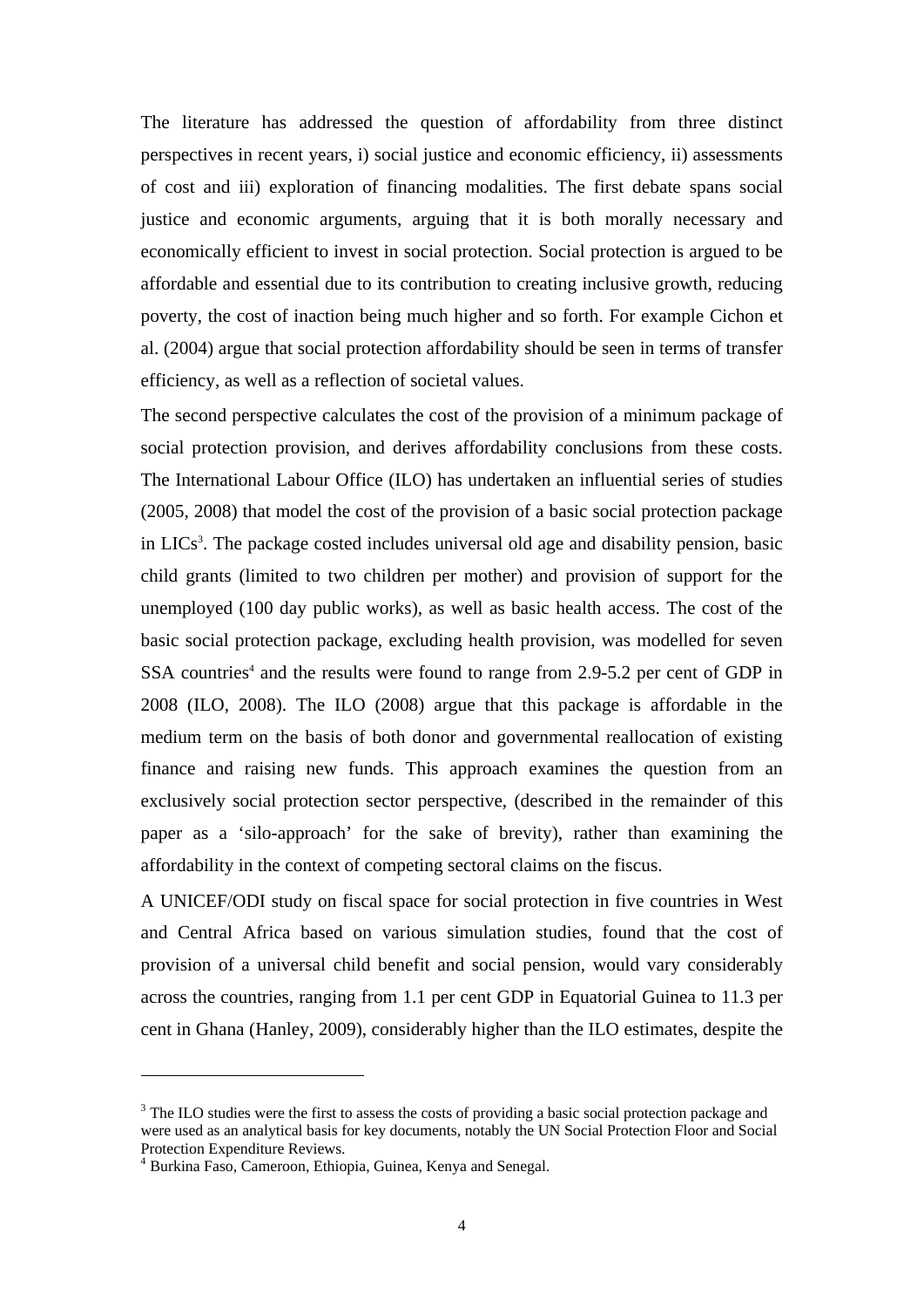The literature has addressed the question of affordability from three distinct perspectives in recent years, i) social justice and economic efficiency, ii) assessments of cost and iii) exploration of financing modalities. The first debate spans social justice and economic arguments, arguing that it is both morally necessary and economically efficient to invest in social protection. Social protection is argued to be affordable and essential due to its contribution to creating inclusive growth, reducing poverty, the cost of inaction being much higher and so forth. For example Cichon et al. (2004) argue that social protection affordability should be seen in terms of transfer efficiency, as well as a reflection of societal values.

The second perspective calculates the cost of the provision of a minimum package of social protection provision, and derives affordability conclusions from these costs. The International Labour Office (ILO) has undertaken an influential series of studies (2005, 2008) that model the cost of the provision of a basic social protection package in LICs[3]. The package costed includes universal old age and disability pension, basic child grants (limited to two children per mother) and provision of support for the unemployed (100 day public works), as well as basic health access. The cost of the basic social protection package, excluding health provision, was modelled for seven SSA countries[4] and the results were found to range from 2.9-5.2 per cent of GDP in 2008 (ILO, 2008). The ILO (2008) argue that this package is affordable in the medium term on the basis of both donor and governmental reallocation of existing finance and raising new funds. This approach examines the question from an exclusively social protection sector perspective, (described in the remainder of this paper as a 'silo-approach' for the sake of brevity), rather than examining the affordability in the context of competing sectoral claims on the fiscus.

A UNICEF/ODI study on fiscal space for social protection in five countries in West and Central Africa based on various simulation studies, found that the cost of provision of a universal child benefit and social pension, would vary considerably across the countries, ranging from 1.1 per cent GDP in Equatorial Guinea to 11.3 per cent in Ghana (Hanley, 2009), considerably higher than the ILO estimates, despite the

---

[3] The ILO studies were the first to assess the costs of providing a basic social protection package and were used as an analytical basis for key documents, notably the UN Social Protection Floor and Social Protection Expenditure Reviews.

[4] Burkina Faso, Cameroon, Ethiopia, Guinea, Kenya and Senegal.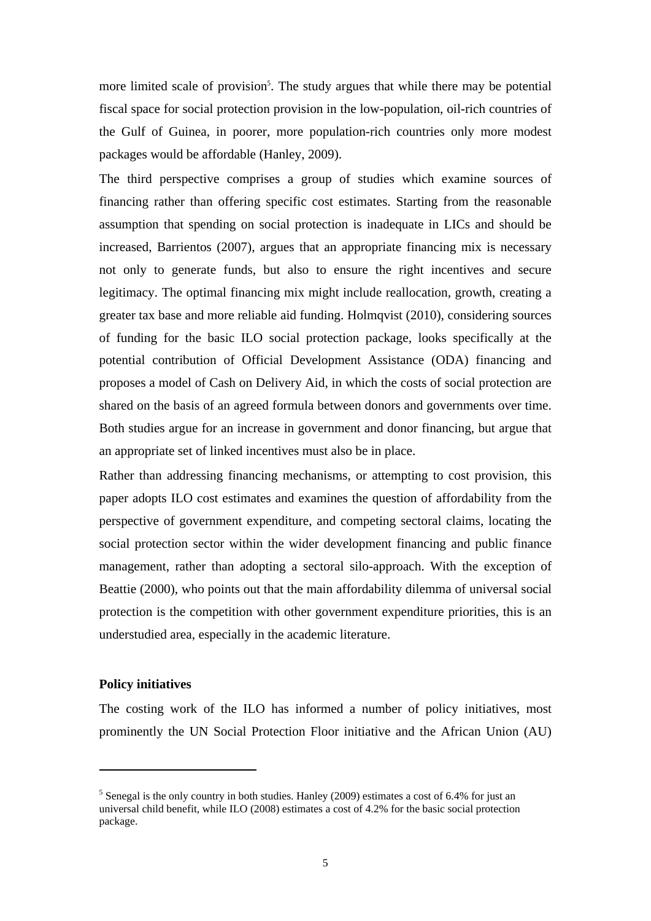more limited scale of provision[5]. The study argues that while there may be potential fiscal space for social protection provision in the low-population, oil-rich countries of the Gulf of Guinea, in poorer, more population-rich countries only more modest packages would be affordable (Hanley, 2009).

The third perspective comprises a group of studies which examine sources of financing rather than offering specific cost estimates. Starting from the reasonable assumption that spending on social protection is inadequate in LICs and should be increased, Barrientos (2007), argues that an appropriate financing mix is necessary not only to generate funds, but also to ensure the right incentives and secure legitimacy. The optimal financing mix might include reallocation, growth, creating a greater tax base and more reliable aid funding. Holmqvist (2010), considering sources of funding for the basic ILO social protection package, looks specifically at the potential contribution of Official Development Assistance (ODA) financing and proposes a model of Cash on Delivery Aid, in which the costs of social protection are shared on the basis of an agreed formula between donors and governments over time. Both studies argue for an increase in government and donor financing, but argue that an appropriate set of linked incentives must also be in place.

Rather than addressing financing mechanisms, or attempting to cost provision, this paper adopts ILO cost estimates and examines the question of affordability from the perspective of government expenditure, and competing sectoral claims, locating the social protection sector within the wider development financing and public finance management, rather than adopting a sectoral silo-approach. With the exception of Beattie (2000), who points out that the main affordability dilemma of universal social protection is the competition with other government expenditure priorities, this is an understudied area, especially in the academic literature.

**Policy initiatives**

The costing work of the ILO has informed a number of policy initiatives, most prominently the UN Social Protection Floor initiative and the African Union (AU)

---

[5] Senegal is the only country in both studies. Hanley (2009) estimates a cost of 6.4% for just an universal child benefit, while ILO (2008) estimates a cost of 4.2% for the basic social protection package.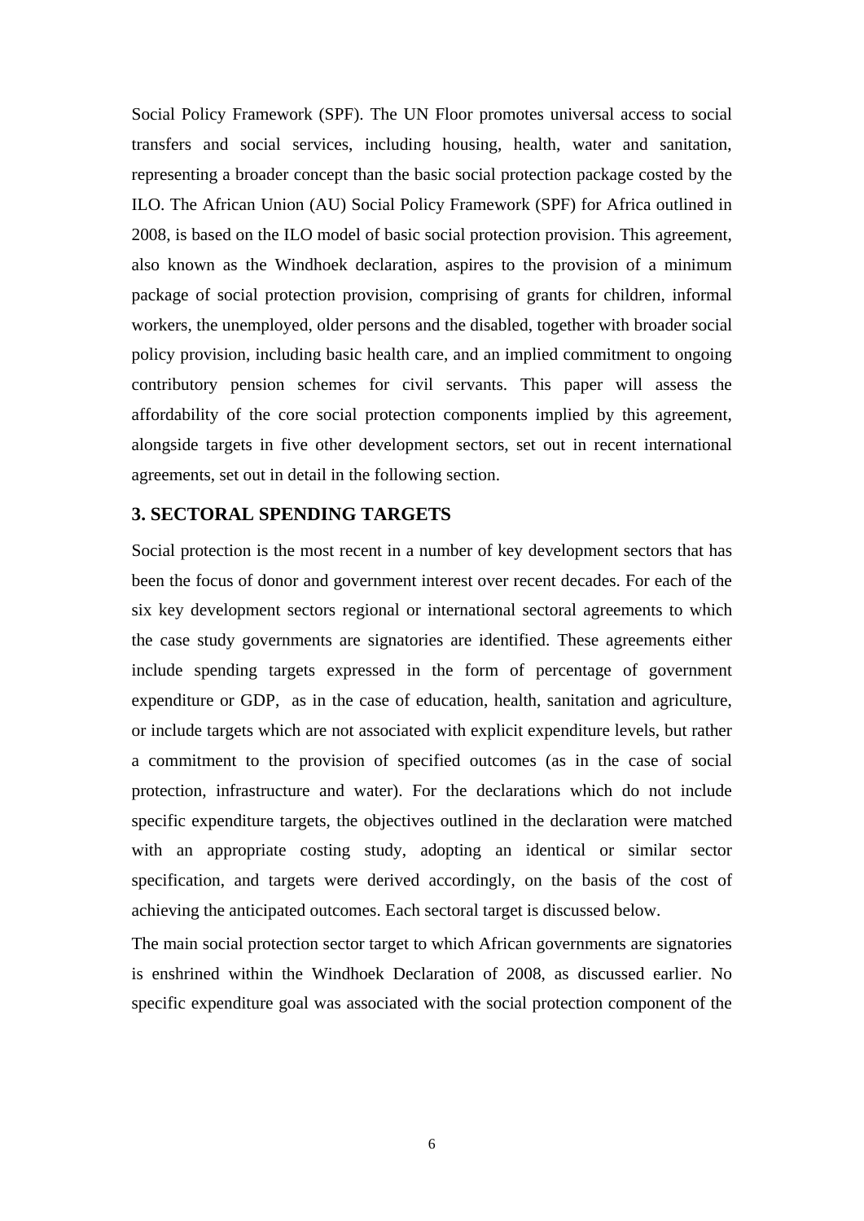Social Policy Framework (SPF). The UN Floor promotes universal access to social transfers and social services, including housing, health, water and sanitation, representing a broader concept than the basic social protection package costed by the ILO. The African Union (AU) Social Policy Framework (SPF) for Africa outlined in 2008, is based on the ILO model of basic social protection provision. This agreement, also known as the Windhoek declaration, aspires to the provision of a minimum package of social protection provision, comprising of grants for children, informal workers, the unemployed, older persons and the disabled, together with broader social policy provision, including basic health care, and an implied commitment to ongoing contributory pension schemes for civil servants. This paper will assess the affordability of the core social protection components implied by this agreement, alongside targets in five other development sectors, set out in recent international agreements, set out in detail in the following section.

## 3. SECTORAL SPENDING TARGETS

Social protection is the most recent in a number of key development sectors that has been the focus of donor and government interest over recent decades. For each of the six key development sectors regional or international sectoral agreements to which the case study governments are signatories are identified. These agreements either include spending targets expressed in the form of percentage of government expenditure or GDP, as in the case of education, health, sanitation and agriculture, or include targets which are not associated with explicit expenditure levels, but rather a commitment to the provision of specified outcomes (as in the case of social protection, infrastructure and water). For the declarations which do not include specific expenditure targets, the objectives outlined in the declaration were matched with an appropriate costing study, adopting an identical or similar sector specification, and targets were derived accordingly, on the basis of the cost of achieving the anticipated outcomes. Each sectoral target is discussed below.

The main social protection sector target to which African governments are signatories is enshrined within the Windhoek Declaration of 2008, as discussed earlier. No specific expenditure goal was associated with the social protection component of the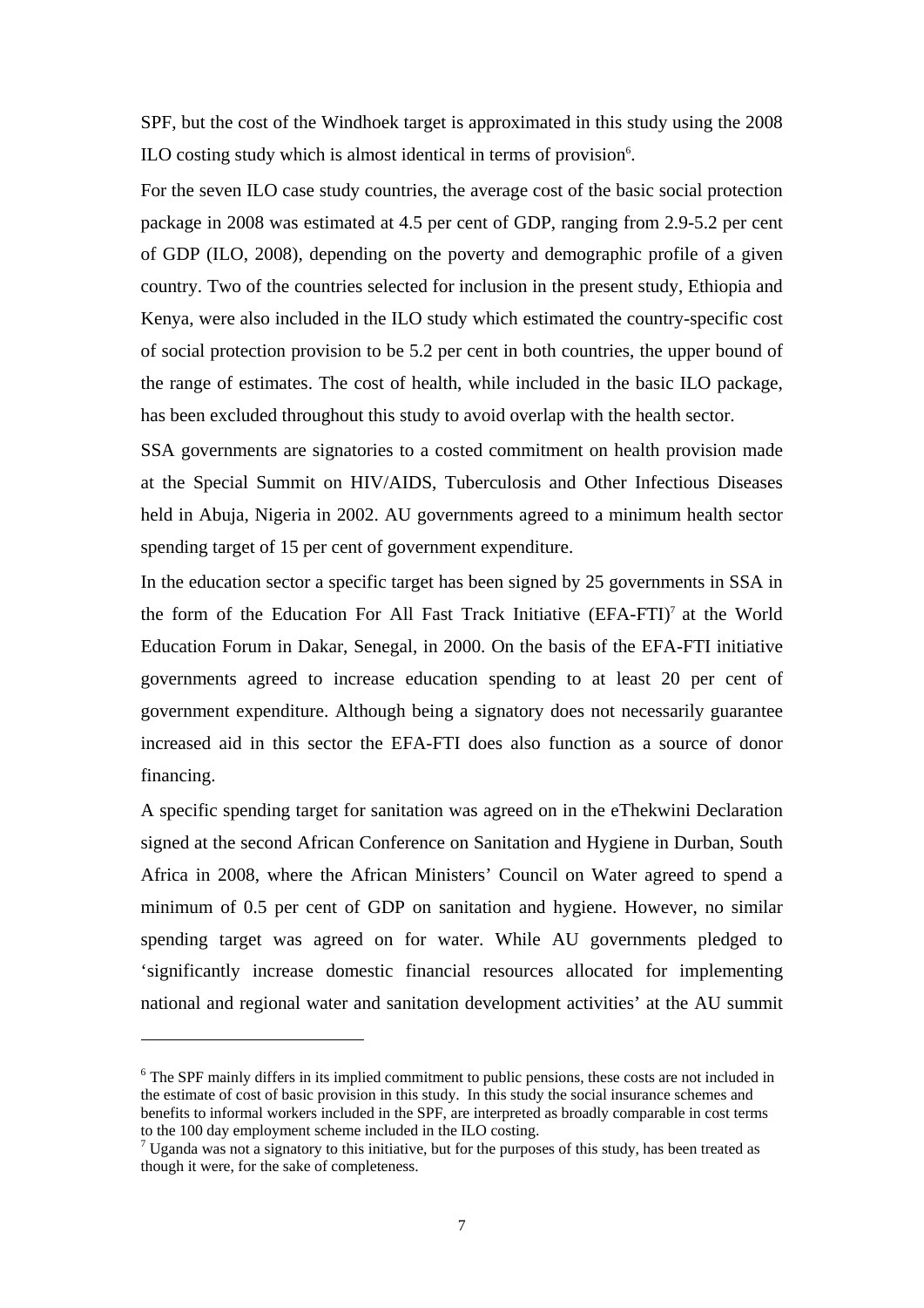SPF, but the cost of the Windhoek target is approximated in this study using the 2008 ILO costing study which is almost identical in terms of provision[6].

For the seven ILO case study countries, the average cost of the basic social protection package in 2008 was estimated at 4.5 per cent of GDP, ranging from 2.9-5.2 per cent of GDP (ILO, 2008), depending on the poverty and demographic profile of a given country. Two of the countries selected for inclusion in the present study, Ethiopia and Kenya, were also included in the ILO study which estimated the country-specific cost of social protection provision to be 5.2 per cent in both countries, the upper bound of the range of estimates. The cost of health, while included in the basic ILO package, has been excluded throughout this study to avoid overlap with the health sector.

SSA governments are signatories to a costed commitment on health provision made at the Special Summit on HIV/AIDS, Tuberculosis and Other Infectious Diseases held in Abuja, Nigeria in 2002. AU governments agreed to a minimum health sector spending target of 15 per cent of government expenditure.

In the education sector a specific target has been signed by 25 governments in SSA in the form of the Education For All Fast Track Initiative (EFA-FTI)[7] at the World Education Forum in Dakar, Senegal, in 2000. On the basis of the EFA-FTI initiative governments agreed to increase education spending to at least 20 per cent of government expenditure. Although being a signatory does not necessarily guarantee increased aid in this sector the EFA-FTI does also function as a source of donor financing.

A specific spending target for sanitation was agreed on in the eThekwini Declaration signed at the second African Conference on Sanitation and Hygiene in Durban, South Africa in 2008, where the African Ministers' Council on Water agreed to spend a minimum of 0.5 per cent of GDP on sanitation and hygiene. However, no similar spending target was agreed on for water. While AU governments pledged to 'significantly increase domestic financial resources allocated for implementing national and regional water and sanitation development activities' at the AU summit

---

[6] The SPF mainly differs in its implied commitment to public pensions, these costs are not included in the estimate of cost of basic provision in this study. In this study the social insurance schemes and benefits to informal workers included in the SPF, are interpreted as broadly comparable in cost terms to the 100 day employment scheme included in the ILO costing.

[7] Uganda was not a signatory to this initiative, but for the purposes of this study, has been treated as though it were, for the sake of completeness.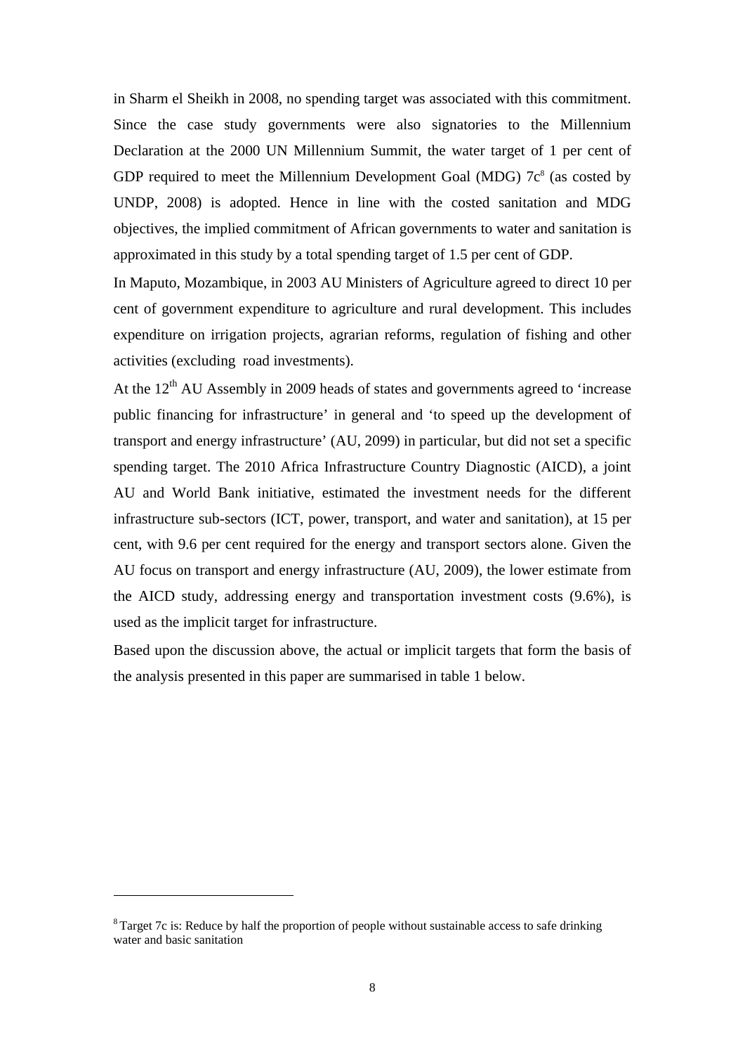in Sharm el Sheikh in 2008, no spending target was associated with this commitment. Since the case study governments were also signatories to the Millennium Declaration at the 2000 UN Millennium Summit, the water target of 1 per cent of GDP required to meet the Millennium Development Goal (MDG) 7c[8] (as costed by UNDP, 2008) is adopted. Hence in line with the costed sanitation and MDG objectives, the implied commitment of African governments to water and sanitation is approximated in this study by a total spending target of 1.5 per cent of GDP.

In Maputo, Mozambique, in 2003 AU Ministers of Agriculture agreed to direct 10 per cent of government expenditure to agriculture and rural development. This includes expenditure on irrigation projects, agrarian reforms, regulation of fishing and other activities (excluding road investments).

At the 12th AU Assembly in 2009 heads of states and governments agreed to 'increase public financing for infrastructure' in general and 'to speed up the development of transport and energy infrastructure' (AU, 2099) in particular, but did not set a specific spending target. The 2010 Africa Infrastructure Country Diagnostic (AICD), a joint AU and World Bank initiative, estimated the investment needs for the different infrastructure sub-sectors (ICT, power, transport, and water and sanitation), at 15 per cent, with 9.6 per cent required for the energy and transport sectors alone. Given the AU focus on transport and energy infrastructure (AU, 2009), the lower estimate from the AICD study, addressing energy and transportation investment costs (9.6%), is used as the implicit target for infrastructure.

Based upon the discussion above, the actual or implicit targets that form the basis of the analysis presented in this paper are summarised in table 1 below.

---

[8] Target 7c is: Reduce by half the proportion of people without sustainable access to safe drinking water and basic sanitation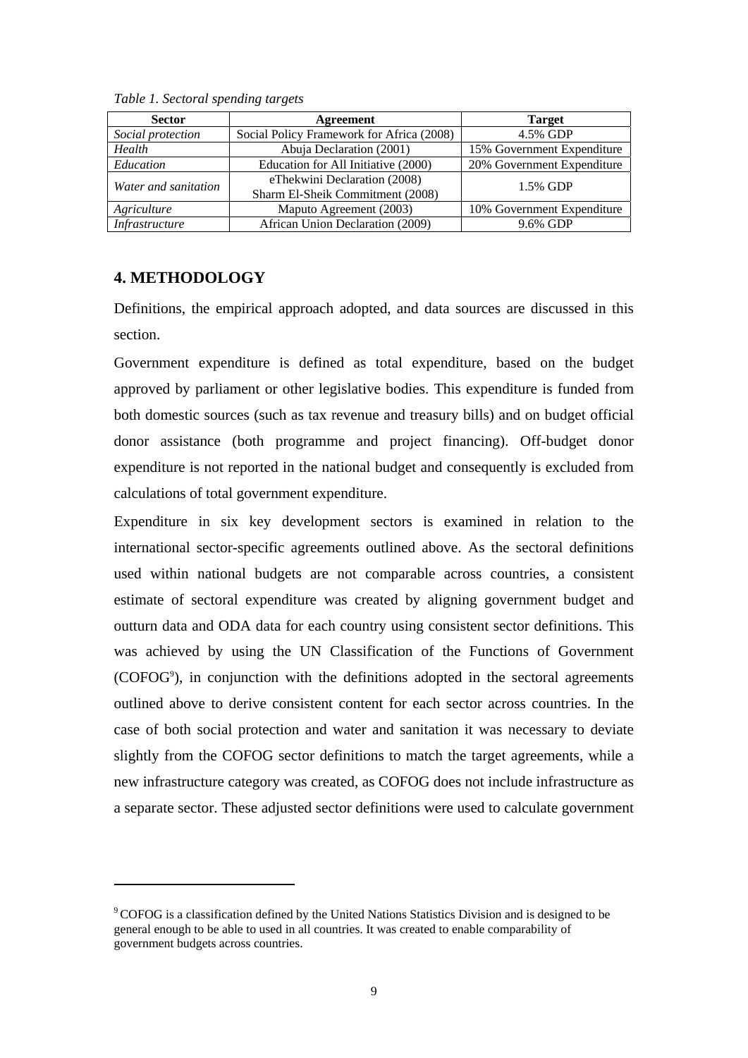*Table 1. Sectoral spending targets*

| Sector | Agreement | Target |
|---|---|---|
| *Social protection* | Social Policy Framework for Africa (2008) | 4.5% GDP |
| *Health* | Abuja Declaration (2001) | 15% Government Expenditure |
| *Education* | Education for All Initiative (2000) | 20% Government Expenditure |
| *Water and sanitation* | eThekwini Declaration (2008) Sharm El-Sheik Commitment (2008) | 1.5% GDP |
| *Agriculture* | Maputo Agreement (2003) | 10% Government Expenditure |
| *Infrastructure* | African Union Declaration (2009) | 9.6% GDP |

## 4. METHODOLOGY

Definitions, the empirical approach adopted, and data sources are discussed in this section.

Government expenditure is defined as total expenditure, based on the budget approved by parliament or other legislative bodies. This expenditure is funded from both domestic sources (such as tax revenue and treasury bills) and on budget official donor assistance (both programme and project financing). Off-budget donor expenditure is not reported in the national budget and consequently is excluded from calculations of total government expenditure.

Expenditure in six key development sectors is examined in relation to the international sector-specific agreements outlined above. As the sectoral definitions used within national budgets are not comparable across countries, a consistent estimate of sectoral expenditure was created by aligning government budget and outturn data and ODA data for each country using consistent sector definitions. This was achieved by using the UN Classification of the Functions of Government (COFOG[9]), in conjunction with the definitions adopted in the sectoral agreements outlined above to derive consistent content for each sector across countries. In the case of both social protection and water and sanitation it was necessary to deviate slightly from the COFOG sector definitions to match the target agreements, while a new infrastructure category was created, as COFOG does not include infrastructure as a separate sector. These adjusted sector definitions were used to calculate government

[9] COFOG is a classification defined by the United Nations Statistics Division and is designed to be general enough to be able to used in all countries. It was created to enable comparability of government budgets across countries.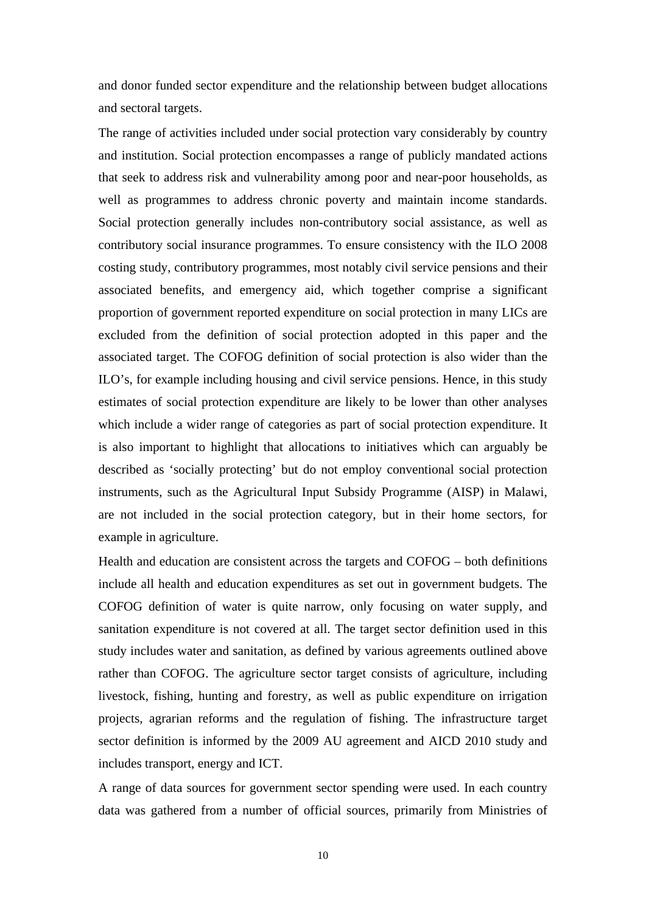and donor funded sector expenditure and the relationship between budget allocations and sectoral targets.

The range of activities included under social protection vary considerably by country and institution. Social protection encompasses a range of publicly mandated actions that seek to address risk and vulnerability among poor and near-poor households, as well as programmes to address chronic poverty and maintain income standards. Social protection generally includes non-contributory social assistance, as well as contributory social insurance programmes. To ensure consistency with the ILO 2008 costing study, contributory programmes, most notably civil service pensions and their associated benefits, and emergency aid, which together comprise a significant proportion of government reported expenditure on social protection in many LICs are excluded from the definition of social protection adopted in this paper and the associated target. The COFOG definition of social protection is also wider than the ILO's, for example including housing and civil service pensions. Hence, in this study estimates of social protection expenditure are likely to be lower than other analyses which include a wider range of categories as part of social protection expenditure. It is also important to highlight that allocations to initiatives which can arguably be described as 'socially protecting' but do not employ conventional social protection instruments, such as the Agricultural Input Subsidy Programme (AISP) in Malawi, are not included in the social protection category, but in their home sectors, for example in agriculture.

Health and education are consistent across the targets and COFOG – both definitions include all health and education expenditures as set out in government budgets. The COFOG definition of water is quite narrow, only focusing on water supply, and sanitation expenditure is not covered at all. The target sector definition used in this study includes water and sanitation, as defined by various agreements outlined above rather than COFOG. The agriculture sector target consists of agriculture, including livestock, fishing, hunting and forestry, as well as public expenditure on irrigation projects, agrarian reforms and the regulation of fishing. The infrastructure target sector definition is informed by the 2009 AU agreement and AICD 2010 study and includes transport, energy and ICT.

A range of data sources for government sector spending were used. In each country data was gathered from a number of official sources, primarily from Ministries of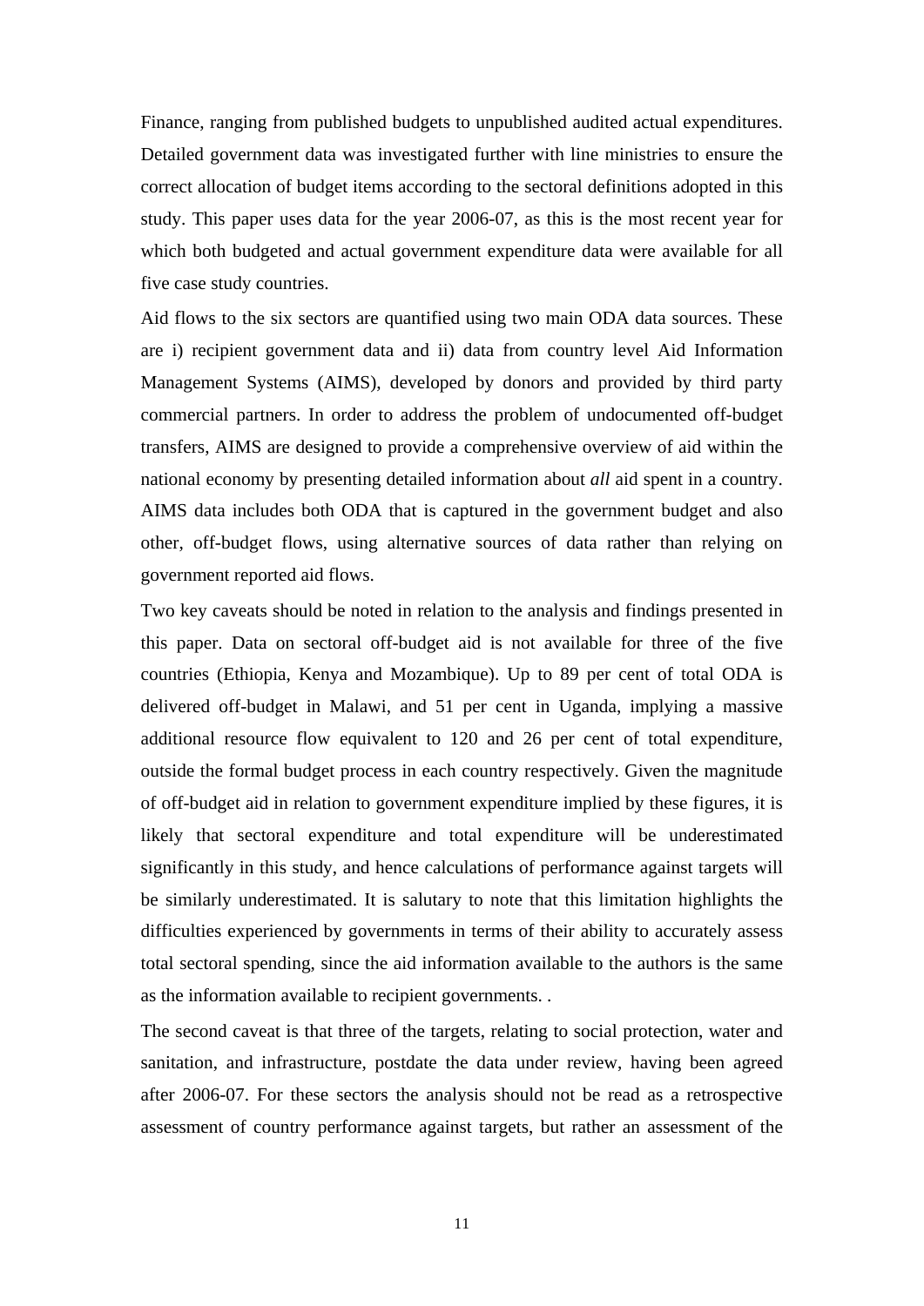Finance, ranging from published budgets to unpublished audited actual expenditures. Detailed government data was investigated further with line ministries to ensure the correct allocation of budget items according to the sectoral definitions adopted in this study. This paper uses data for the year 2006-07, as this is the most recent year for which both budgeted and actual government expenditure data were available for all five case study countries.

Aid flows to the six sectors are quantified using two main ODA data sources. These are i) recipient government data and ii) data from country level Aid Information Management Systems (AIMS), developed by donors and provided by third party commercial partners. In order to address the problem of undocumented off-budget transfers, AIMS are designed to provide a comprehensive overview of aid within the national economy by presenting detailed information about *all* aid spent in a country. AIMS data includes both ODA that is captured in the government budget and also other, off-budget flows, using alternative sources of data rather than relying on government reported aid flows.

Two key caveats should be noted in relation to the analysis and findings presented in this paper. Data on sectoral off-budget aid is not available for three of the five countries (Ethiopia, Kenya and Mozambique). Up to 89 per cent of total ODA is delivered off-budget in Malawi, and 51 per cent in Uganda, implying a massive additional resource flow equivalent to 120 and 26 per cent of total expenditure, outside the formal budget process in each country respectively. Given the magnitude of off-budget aid in relation to government expenditure implied by these figures, it is likely that sectoral expenditure and total expenditure will be underestimated significantly in this study, and hence calculations of performance against targets will be similarly underestimated. It is salutary to note that this limitation highlights the difficulties experienced by governments in terms of their ability to accurately assess total sectoral spending, since the aid information available to the authors is the same as the information available to recipient governments. .

The second caveat is that three of the targets, relating to social protection, water and sanitation, and infrastructure, postdate the data under review, having been agreed after 2006-07. For these sectors the analysis should not be read as a retrospective assessment of country performance against targets, but rather an assessment of the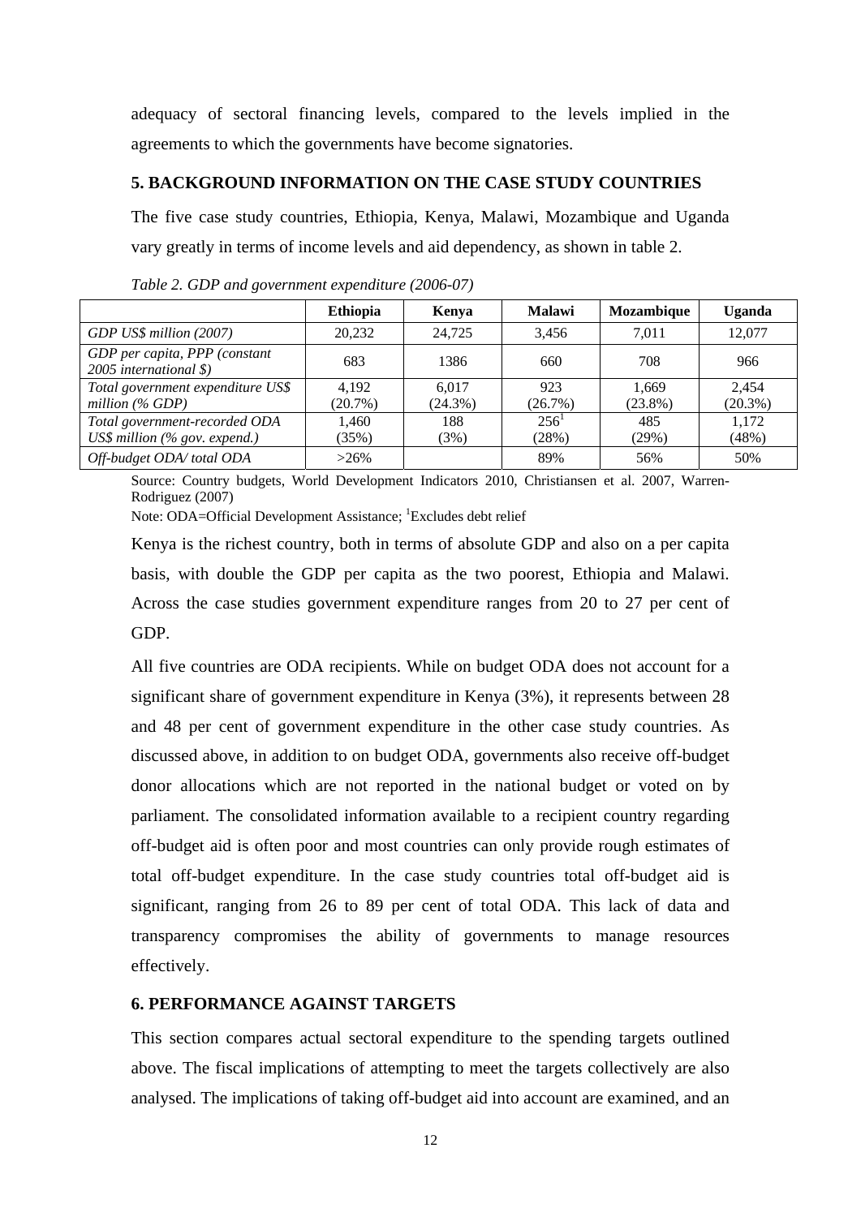adequacy of sectoral financing levels, compared to the levels implied in the agreements to which the governments have become signatories.

## 5. BACKGROUND INFORMATION ON THE CASE STUDY COUNTRIES

The five case study countries, Ethiopia, Kenya, Malawi, Mozambique and Uganda vary greatly in terms of income levels and aid dependency, as shown in table 2.

*Table 2. GDP and government expenditure (2006-07)*

| | Ethiopia | Kenya | Malawi | Mozambique | Uganda |
|---|---|---|---|---|---|
| *GDP US$ million (2007)* | 20,232 | 24,725 | 3,456 | 7,011 | 12,077 |
| *GDP per capita, PPP (constant 2005 international $)* | 683 | 1386 | 660 | 708 | 966 |
| *Total government expenditure US$ million (% GDP)* | 4,192 (20.7%) | 6,017 (24.3%) | 923 (26.7%) | 1,669 (23.8%) | 2,454 (20.3%) |
| *Total government-recorded ODA US$ million (% gov. expend.)* | 1,460 (35%) | 188 (3%) | 256[1] (28%) | 485 (29%) | 1,172 (48%) |
| *Off-budget ODA/ total ODA* | >26% | | 89% | 56% | 50% |

Source: Country budgets, World Development Indicators 2010, Christiansen et al. 2007, Warren-Rodriguez (2007)

Note: ODA=Official Development Assistance; [1]Excludes debt relief

Kenya is the richest country, both in terms of absolute GDP and also on a per capita basis, with double the GDP per capita as the two poorest, Ethiopia and Malawi. Across the case studies government expenditure ranges from 20 to 27 per cent of GDP.

All five countries are ODA recipients. While on budget ODA does not account for a significant share of government expenditure in Kenya (3%), it represents between 28 and 48 per cent of government expenditure in the other case study countries. As discussed above, in addition to on budget ODA, governments also receive off-budget donor allocations which are not reported in the national budget or voted on by parliament. The consolidated information available to a recipient country regarding off-budget aid is often poor and most countries can only provide rough estimates of total off-budget expenditure. In the case study countries total off-budget aid is significant, ranging from 26 to 89 per cent of total ODA. This lack of data and transparency compromises the ability of governments to manage resources effectively.

## 6. PERFORMANCE AGAINST TARGETS

This section compares actual sectoral expenditure to the spending targets outlined above. The fiscal implications of attempting to meet the targets collectively are also analysed. The implications of taking off-budget aid into account are examined, and an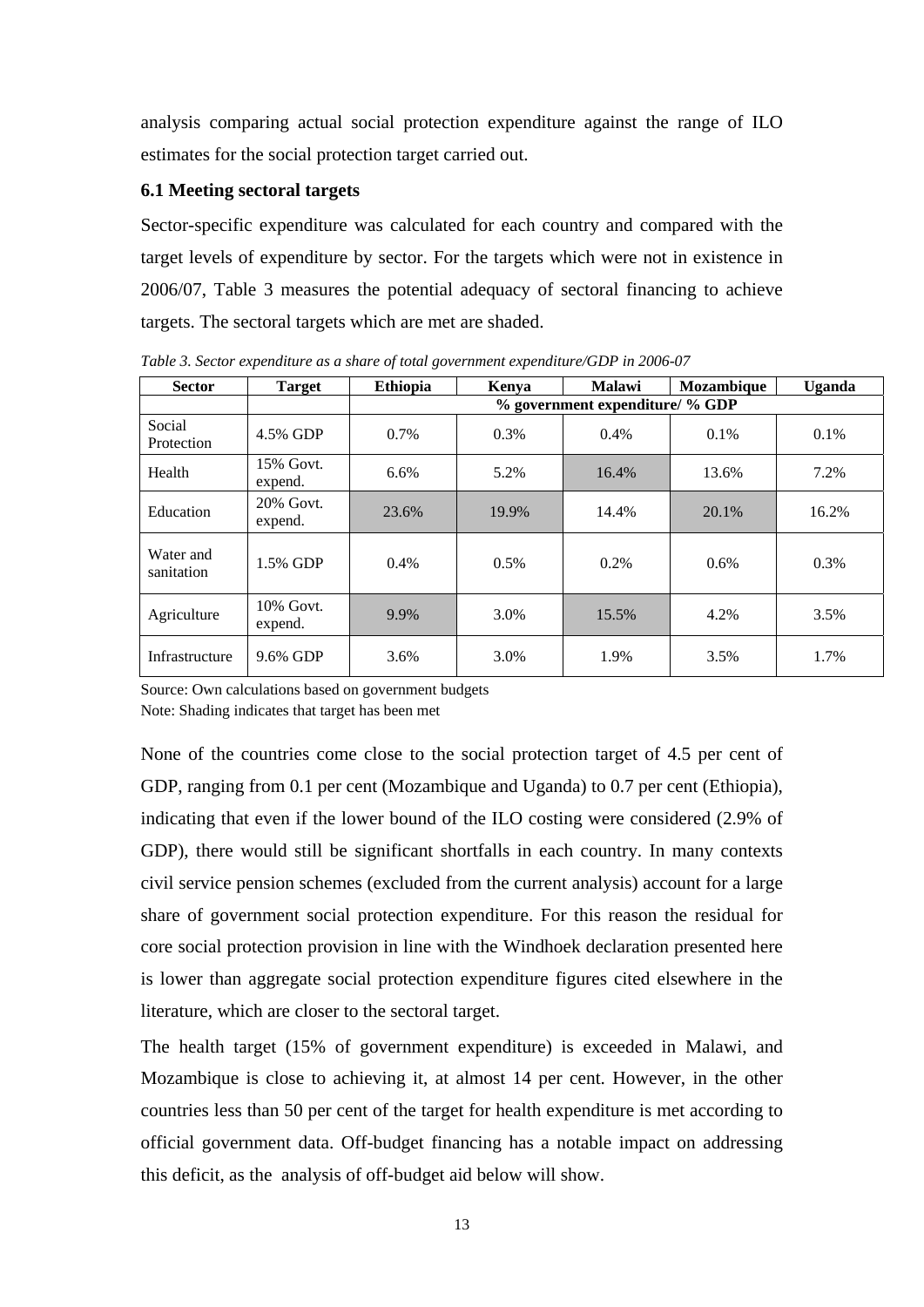analysis comparing actual social protection expenditure against the range of ILO estimates for the social protection target carried out.

### 6.1 Meeting sectoral targets

Sector-specific expenditure was calculated for each country and compared with the target levels of expenditure by sector. For the targets which were not in existence in 2006/07, Table 3 measures the potential adequacy of sectoral financing to achieve targets. The sectoral targets which are met are shaded.

*Table 3. Sector expenditure as a share of total government expenditure/GDP in 2006-07*

| Sector | Target | Ethiopia | Kenya | Malawi | Mozambique | Uganda |
|---|---|---|---|---|---|---|
| | | % government expenditure/ % GDP | | | | |
| Social Protection | 4.5% GDP | 0.7% | 0.3% | 0.4% | 0.1% | 0.1% |
| Health | 15% Govt. expend. | 6.6% | 5.2% | 16.4% | 13.6% | 7.2% |
| Education | 20% Govt. expend. | 23.6% | 19.9% | 14.4% | 20.1% | 16.2% |
| Water and sanitation | 1.5% GDP | 0.4% | 0.5% | 0.2% | 0.6% | 0.3% |
| Agriculture | 10% Govt. expend. | 9.9% | 3.0% | 15.5% | 4.2% | 3.5% |
| Infrastructure | 9.6% GDP | 3.6% | 3.0% | 1.9% | 3.5% | 1.7% |

Source: Own calculations based on government budgets

Note: Shading indicates that target has been met

None of the countries come close to the social protection target of 4.5 per cent of GDP, ranging from 0.1 per cent (Mozambique and Uganda) to 0.7 per cent (Ethiopia), indicating that even if the lower bound of the ILO costing were considered (2.9% of GDP), there would still be significant shortfalls in each country. In many contexts civil service pension schemes (excluded from the current analysis) account for a large share of government social protection expenditure. For this reason the residual for core social protection provision in line with the Windhoek declaration presented here is lower than aggregate social protection expenditure figures cited elsewhere in the literature, which are closer to the sectoral target.

The health target (15% of government expenditure) is exceeded in Malawi, and Mozambique is close to achieving it, at almost 14 per cent. However, in the other countries less than 50 per cent of the target for health expenditure is met according to official government data. Off-budget financing has a notable impact on addressing this deficit, as the analysis of off-budget aid below will show.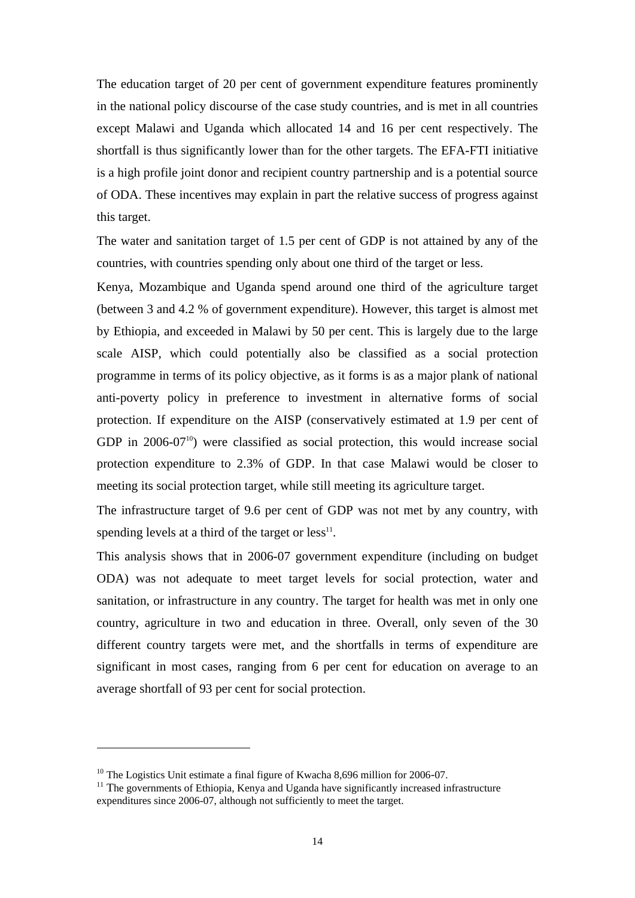The education target of 20 per cent of government expenditure features prominently in the national policy discourse of the case study countries, and is met in all countries except Malawi and Uganda which allocated 14 and 16 per cent respectively. The shortfall is thus significantly lower than for the other targets. The EFA-FTI initiative is a high profile joint donor and recipient country partnership and is a potential source of ODA. These incentives may explain in part the relative success of progress against this target.

The water and sanitation target of 1.5 per cent of GDP is not attained by any of the countries, with countries spending only about one third of the target or less.

Kenya, Mozambique and Uganda spend around one third of the agriculture target (between 3 and 4.2 % of government expenditure). However, this target is almost met by Ethiopia, and exceeded in Malawi by 50 per cent. This is largely due to the large scale AISP, which could potentially also be classified as a social protection programme in terms of its policy objective, as it forms is as a major plank of national anti-poverty policy in preference to investment in alternative forms of social protection. If expenditure on the AISP (conservatively estimated at 1.9 per cent of GDP in 2006-07[10]) were classified as social protection, this would increase social protection expenditure to 2.3% of GDP. In that case Malawi would be closer to meeting its social protection target, while still meeting its agriculture target.

The infrastructure target of 9.6 per cent of GDP was not met by any country, with spending levels at a third of the target or less[11].

This analysis shows that in 2006-07 government expenditure (including on budget ODA) was not adequate to meet target levels for social protection, water and sanitation, or infrastructure in any country. The target for health was met in only one country, agriculture in two and education in three. Overall, only seven of the 30 different country targets were met, and the shortfalls in terms of expenditure are significant in most cases, ranging from 6 per cent for education on average to an average shortfall of 93 per cent for social protection.

---

[10] The Logistics Unit estimate a final figure of Kwacha 8,696 million for 2006-07.

[11] The governments of Ethiopia, Kenya and Uganda have significantly increased infrastructure expenditures since 2006-07, although not sufficiently to meet the target.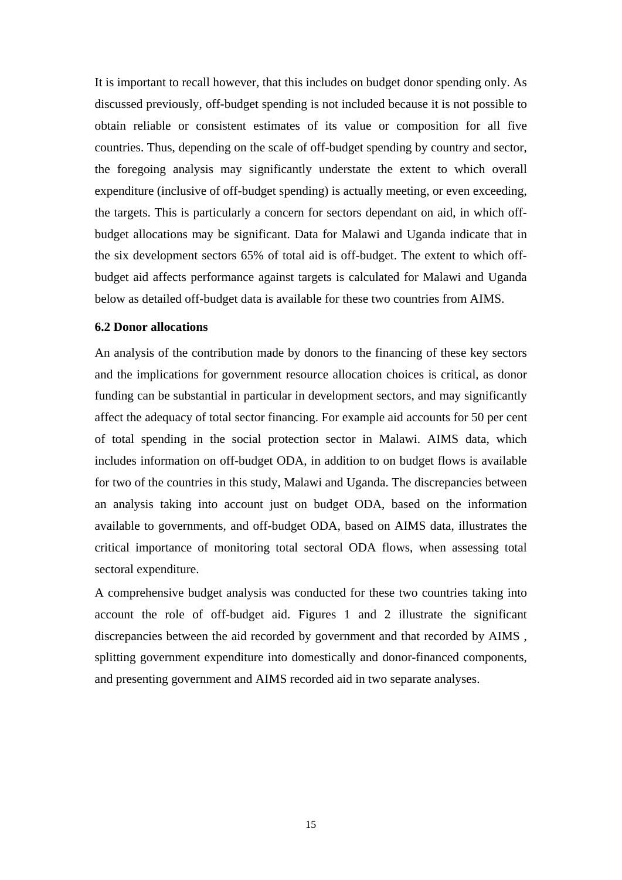It is important to recall however, that this includes on budget donor spending only. As discussed previously, off-budget spending is not included because it is not possible to obtain reliable or consistent estimates of its value or composition for all five countries. Thus, depending on the scale of off-budget spending by country and sector, the foregoing analysis may significantly understate the extent to which overall expenditure (inclusive of off-budget spending) is actually meeting, or even exceeding, the targets. This is particularly a concern for sectors dependant on aid, in which off-budget allocations may be significant. Data for Malawi and Uganda indicate that in the six development sectors 65% of total aid is off-budget. The extent to which off-budget aid affects performance against targets is calculated for Malawi and Uganda below as detailed off-budget data is available for these two countries from AIMS.

### 6.2 Donor allocations

An analysis of the contribution made by donors to the financing of these key sectors and the implications for government resource allocation choices is critical, as donor funding can be substantial in particular in development sectors, and may significantly affect the adequacy of total sector financing. For example aid accounts for 50 per cent of total spending in the social protection sector in Malawi. AIMS data, which includes information on off-budget ODA, in addition to on budget flows is available for two of the countries in this study, Malawi and Uganda. The discrepancies between an analysis taking into account just on budget ODA, based on the information available to governments, and off-budget ODA, based on AIMS data, illustrates the critical importance of monitoring total sectoral ODA flows, when assessing total sectoral expenditure.

A comprehensive budget analysis was conducted for these two countries taking into account the role of off-budget aid. Figures 1 and 2 illustrate the significant discrepancies between the aid recorded by government and that recorded by AIMS , splitting government expenditure into domestically and donor-financed components, and presenting government and AIMS recorded aid in two separate analyses.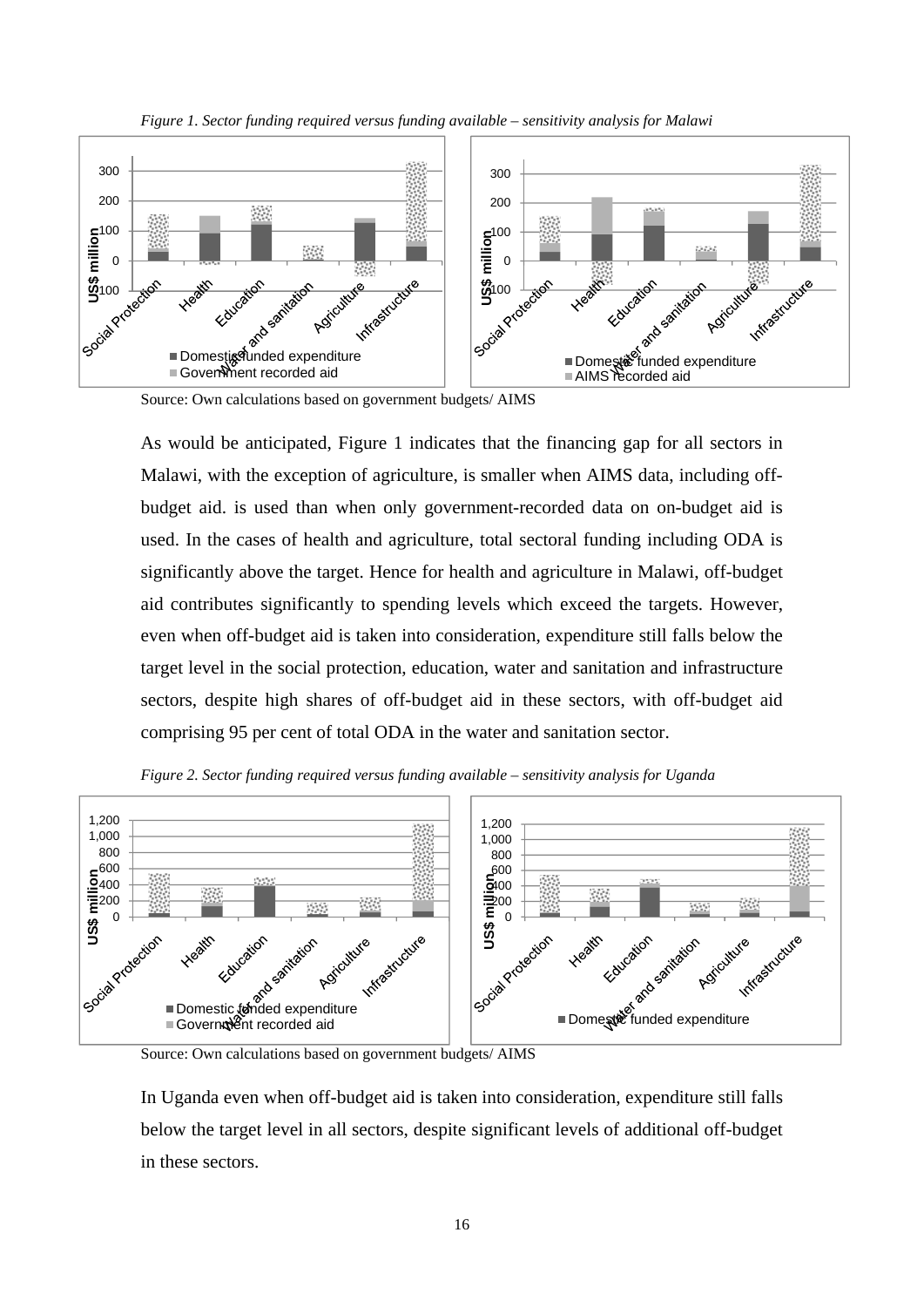*Figure 1. Sector funding required versus funding available – sensitivity analysis for Malawi*

Source: Own calculations based on government budgets/ AIMS

As would be anticipated, Figure 1 indicates that the financing gap for all sectors in Malawi, with the exception of agriculture, is smaller when AIMS data, including off-budget aid. is used than when only government-recorded data on on-budget aid is used. In the cases of health and agriculture, total sectoral funding including ODA is significantly above the target. Hence for health and agriculture in Malawi, off-budget aid contributes significantly to spending levels which exceed the targets. However, even when off-budget aid is taken into consideration, expenditure still falls below the target level in the social protection, education, water and sanitation and infrastructure sectors, despite high shares of off-budget aid in these sectors, with off-budget aid comprising 95 per cent of total ODA in the water and sanitation sector.

*Figure 2. Sector funding required versus funding available – sensitivity analysis for Uganda*

Source: Own calculations based on government budgets/ AIMS

In Uganda even when off-budget aid is taken into consideration, expenditure still falls below the target level in all sectors, despite significant levels of additional off-budget in these sectors.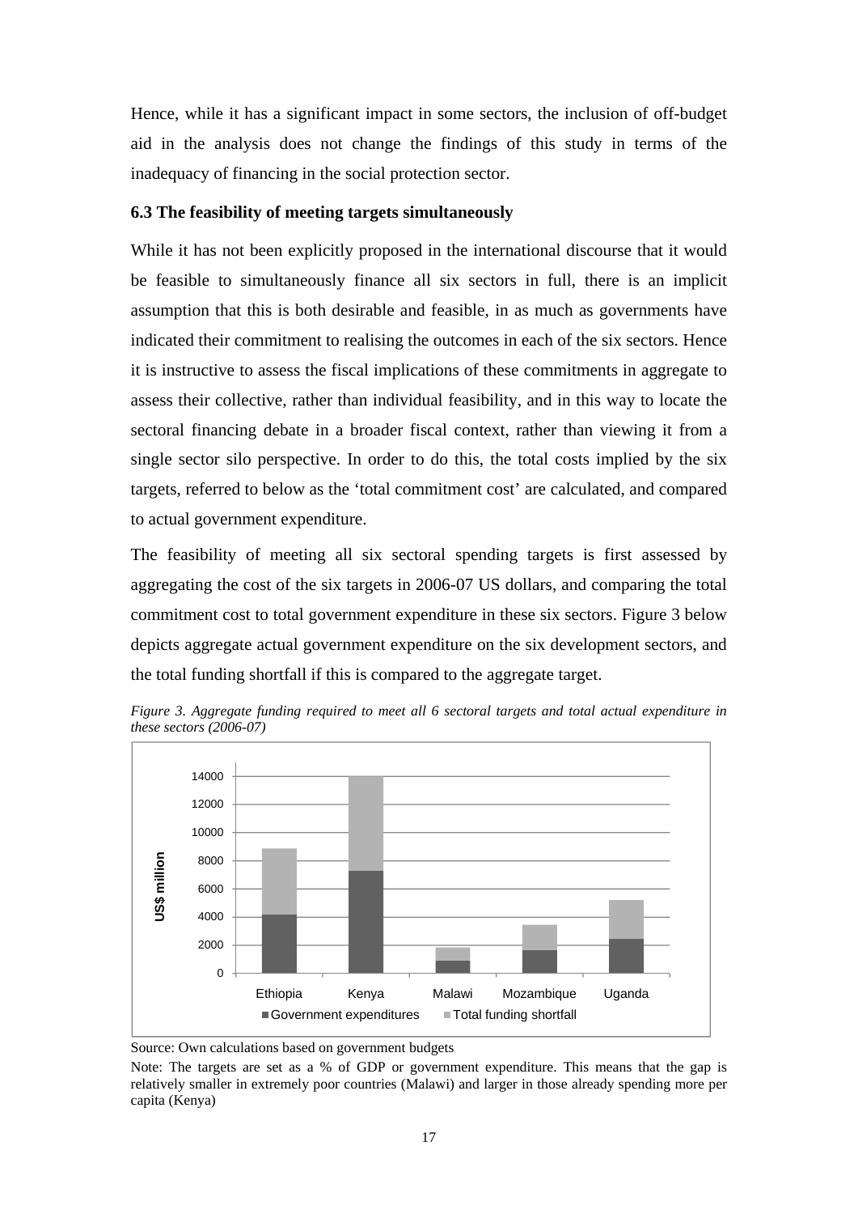Hence, while it has a significant impact in some sectors, the inclusion of off-budget aid in the analysis does not change the findings of this study in terms of the inadequacy of financing in the social protection sector.

### 6.3 The feasibility of meeting targets simultaneously

While it has not been explicitly proposed in the international discourse that it would be feasible to simultaneously finance all six sectors in full, there is an implicit assumption that this is both desirable and feasible, in as much as governments have indicated their commitment to realising the outcomes in each of the six sectors. Hence it is instructive to assess the fiscal implications of these commitments in aggregate to assess their collective, rather than individual feasibility, and in this way to locate the sectoral financing debate in a broader fiscal context, rather than viewing it from a single sector silo perspective. In order to do this, the total costs implied by the six targets, referred to below as the 'total commitment cost' are calculated, and compared to actual government expenditure.

The feasibility of meeting all six sectoral spending targets is first assessed by aggregating the cost of the six targets in 2006-07 US dollars, and comparing the total commitment cost to total government expenditure in these six sectors. Figure 3 below depicts aggregate actual government expenditure on the six development sectors, and the total funding shortfall if this is compared to the aggregate target.

*Figure 3. Aggregate funding required to meet all 6 sectoral targets and total actual expenditure in these sectors (2006-07)*

Source: Own calculations based on government budgets

Note: The targets are set as a % of GDP or government expenditure. This means that the gap is relatively smaller in extremely poor countries (Malawi) and larger in those already spending more per capita (Kenya)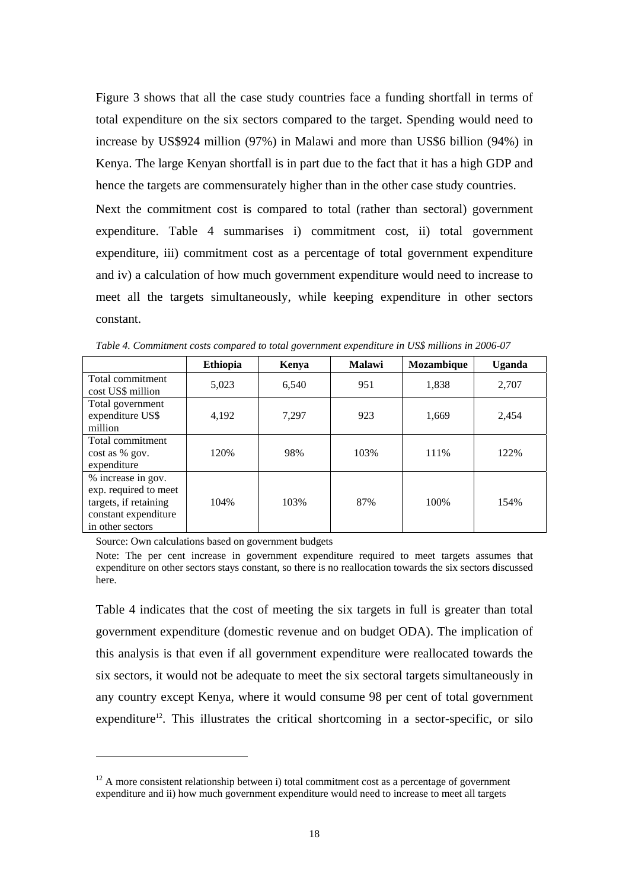Figure 3 shows that all the case study countries face a funding shortfall in terms of total expenditure on the six sectors compared to the target. Spending would need to increase by US$924 million (97%) in Malawi and more than US$6 billion (94%) in Kenya. The large Kenyan shortfall is in part due to the fact that it has a high GDP and hence the targets are commensurately higher than in the other case study countries.

Next the commitment cost is compared to total (rather than sectoral) government expenditure. Table 4 summarises i) commitment cost, ii) total government expenditure, iii) commitment cost as a percentage of total government expenditure and iv) a calculation of how much government expenditure would need to increase to meet all the targets simultaneously, while keeping expenditure in other sectors constant.

*Table 4. Commitment costs compared to total government expenditure in US$ millions in 2006-07*

| | Ethiopia | Kenya | Malawi | Mozambique | Uganda |
|---|---|---|---|---|---|
| Total commitment cost US$ million | 5,023 | 6,540 | 951 | 1,838 | 2,707 |
| Total government expenditure US$ million | 4,192 | 7,297 | 923 | 1,669 | 2,454 |
| Total commitment cost as % gov. expenditure | 120% | 98% | 103% | 111% | 122% |
| % increase in gov. exp. required to meet targets, if retaining constant expenditure in other sectors | 104% | 103% | 87% | 100% | 154% |

Source: Own calculations based on government budgets

Note: The per cent increase in government expenditure required to meet targets assumes that expenditure on other sectors stays constant, so there is no reallocation towards the six sectors discussed here.

Table 4 indicates that the cost of meeting the six targets in full is greater than total government expenditure (domestic revenue and on budget ODA). The implication of this analysis is that even if all government expenditure were reallocated towards the six sectors, it would not be adequate to meet the six sectoral targets simultaneously in any country except Kenya, where it would consume 98 per cent of total government expenditure[12]. This illustrates the critical shortcoming in a sector-specific, or silo

[12] A more consistent relationship between i) total commitment cost as a percentage of government expenditure and ii) how much government expenditure would need to increase to meet all targets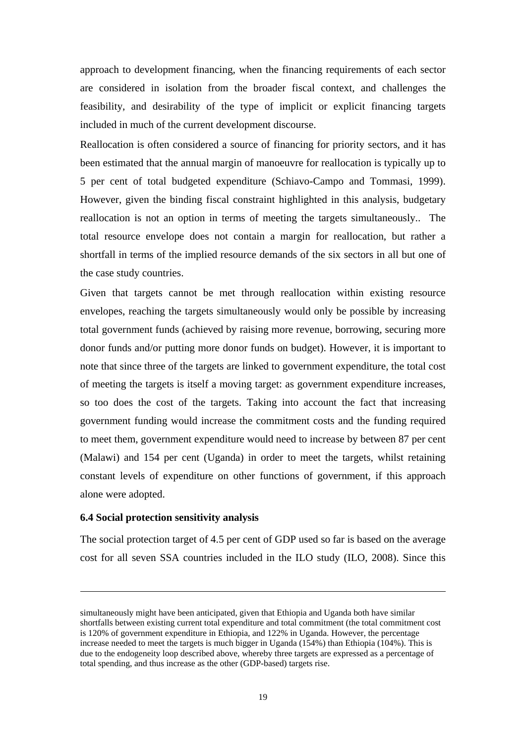approach to development financing, when the financing requirements of each sector are considered in isolation from the broader fiscal context, and challenges the feasibility, and desirability of the type of implicit or explicit financing targets included in much of the current development discourse.

Reallocation is often considered a source of financing for priority sectors, and it has been estimated that the annual margin of manoeuvre for reallocation is typically up to 5 per cent of total budgeted expenditure (Schiavo-Campo and Tommasi, 1999). However, given the binding fiscal constraint highlighted in this analysis, budgetary reallocation is not an option in terms of meeting the targets simultaneously.. The total resource envelope does not contain a margin for reallocation, but rather a shortfall in terms of the implied resource demands of the six sectors in all but one of the case study countries.

Given that targets cannot be met through reallocation within existing resource envelopes, reaching the targets simultaneously would only be possible by increasing total government funds (achieved by raising more revenue, borrowing, securing more donor funds and/or putting more donor funds on budget). However, it is important to note that since three of the targets are linked to government expenditure, the total cost of meeting the targets is itself a moving target: as government expenditure increases, so too does the cost of the targets. Taking into account the fact that increasing government funding would increase the commitment costs and the funding required to meet them, government expenditure would need to increase by between 87 per cent (Malawi) and 154 per cent (Uganda) in order to meet the targets, whilst retaining constant levels of expenditure on other functions of government, if this approach alone were adopted.

### 6.4 Social protection sensitivity analysis

The social protection target of 4.5 per cent of GDP used so far is based on the average cost for all seven SSA countries included in the ILO study (ILO, 2008). Since this

---

simultaneously might have been anticipated, given that Ethiopia and Uganda both have similar shortfalls between existing current total expenditure and total commitment (the total commitment cost is 120% of government expenditure in Ethiopia, and 122% in Uganda. However, the percentage increase needed to meet the targets is much bigger in Uganda (154%) than Ethiopia (104%). This is due to the endogeneity loop described above, whereby three targets are expressed as a percentage of total spending, and thus increase as the other (GDP-based) targets rise.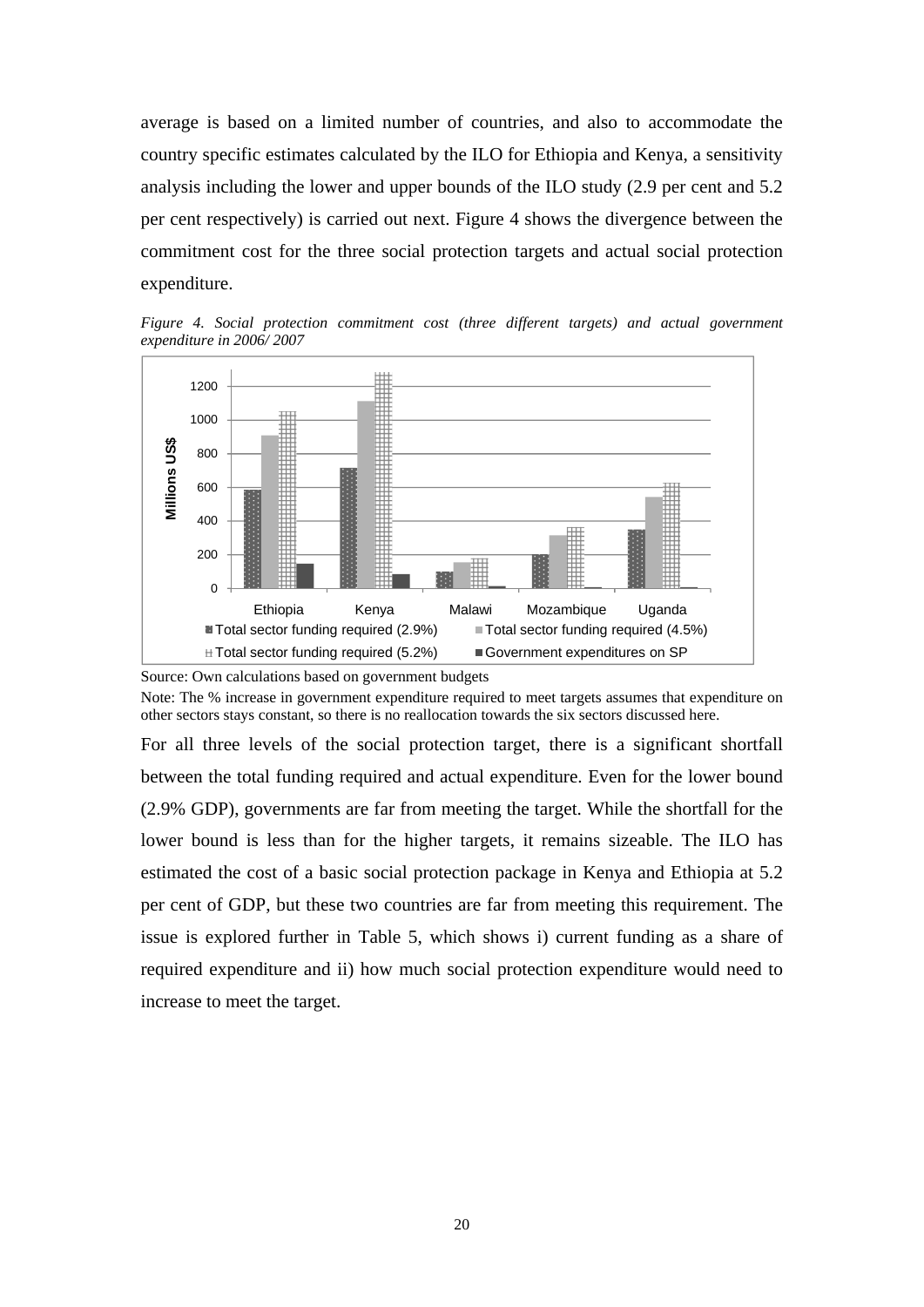average is based on a limited number of countries, and also to accommodate the country specific estimates calculated by the ILO for Ethiopia and Kenya, a sensitivity analysis including the lower and upper bounds of the ILO study (2.9 per cent and 5.2 per cent respectively) is carried out next. Figure 4 shows the divergence between the commitment cost for the three social protection targets and actual social protection expenditure.

*Figure 4. Social protection commitment cost (three different targets) and actual government expenditure in 2006/ 2007*

Source: Own calculations based on government budgets

Note: The % increase in government expenditure required to meet targets assumes that expenditure on other sectors stays constant, so there is no reallocation towards the six sectors discussed here.

For all three levels of the social protection target, there is a significant shortfall between the total funding required and actual expenditure. Even for the lower bound (2.9% GDP), governments are far from meeting the target. While the shortfall for the lower bound is less than for the higher targets, it remains sizeable. The ILO has estimated the cost of a basic social protection package in Kenya and Ethiopia at 5.2 per cent of GDP, but these two countries are far from meeting this requirement. The issue is explored further in Table 5, which shows i) current funding as a share of required expenditure and ii) how much social protection expenditure would need to increase to meet the target.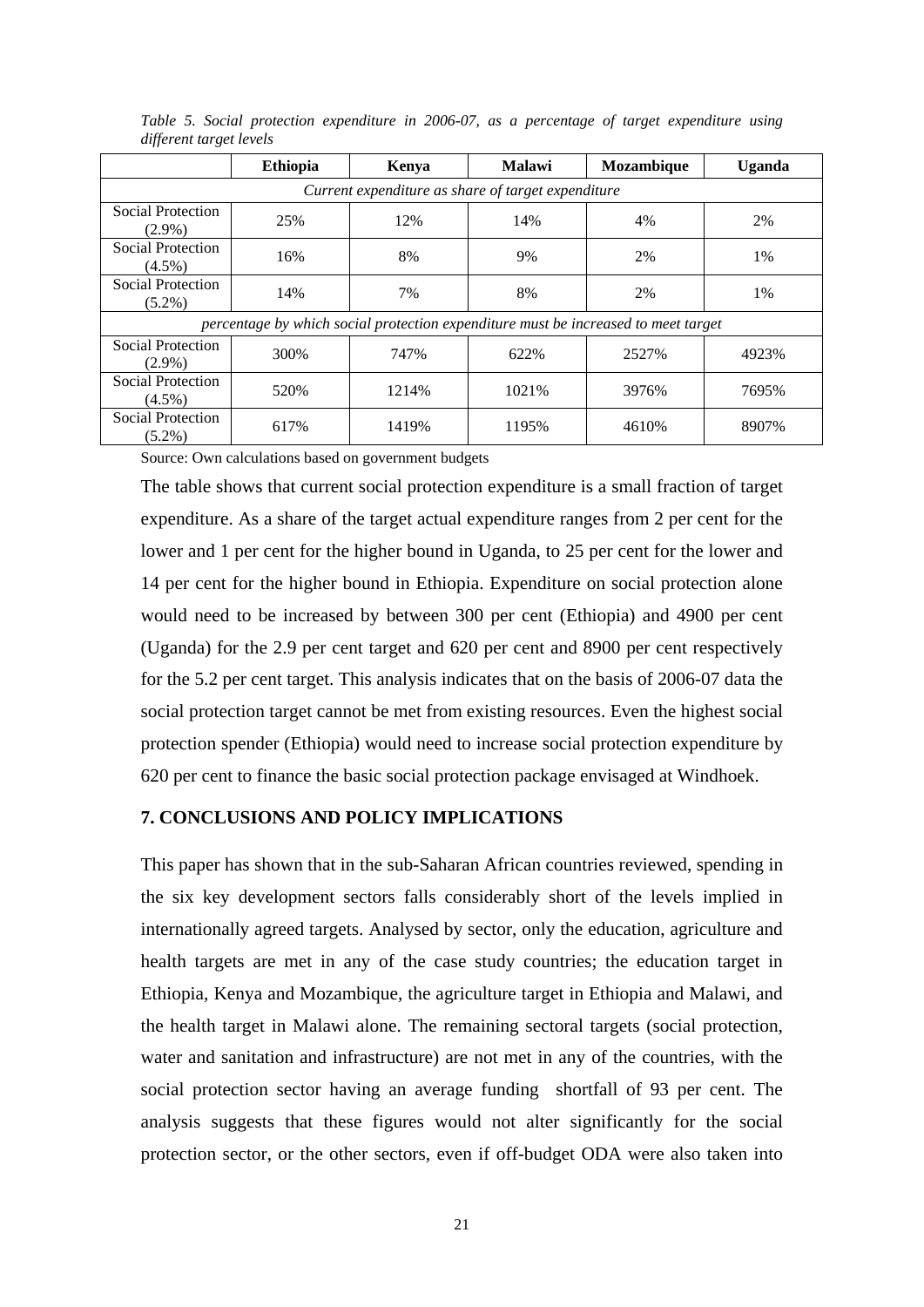*Table 5. Social protection expenditure in 2006-07, as a percentage of target expenditure using different target levels*

| | Ethiopia | Kenya | Malawi | Mozambique | Uganda |
|---|---|---|---|---|---|
| *Current expenditure as share of target expenditure* | | | | | |
| Social Protection (2.9%) | 25% | 12% | 14% | 4% | 2% |
| Social Protection (4.5%) | 16% | 8% | 9% | 2% | 1% |
| Social Protection (5.2%) | 14% | 7% | 8% | 2% | 1% |
| *percentage by which social protection expenditure must be increased to meet target* | | | | | |
| Social Protection (2.9%) | 300% | 747% | 622% | 2527% | 4923% |
| Social Protection (4.5%) | 520% | 1214% | 1021% | 3976% | 7695% |
| Social Protection (5.2%) | 617% | 1419% | 1195% | 4610% | 8907% |

Source: Own calculations based on government budgets

The table shows that current social protection expenditure is a small fraction of target expenditure. As a share of the target actual expenditure ranges from 2 per cent for the lower and 1 per cent for the higher bound in Uganda, to 25 per cent for the lower and 14 per cent for the higher bound in Ethiopia. Expenditure on social protection alone would need to be increased by between 300 per cent (Ethiopia) and 4900 per cent (Uganda) for the 2.9 per cent target and 620 per cent and 8900 per cent respectively for the 5.2 per cent target. This analysis indicates that on the basis of 2006-07 data the social protection target cannot be met from existing resources. Even the highest social protection spender (Ethiopia) would need to increase social protection expenditure by 620 per cent to finance the basic social protection package envisaged at Windhoek.

## 7. CONCLUSIONS AND POLICY IMPLICATIONS

This paper has shown that in the sub-Saharan African countries reviewed, spending in the six key development sectors falls considerably short of the levels implied in internationally agreed targets. Analysed by sector, only the education, agriculture and health targets are met in any of the case study countries; the education target in Ethiopia, Kenya and Mozambique, the agriculture target in Ethiopia and Malawi, and the health target in Malawi alone. The remaining sectoral targets (social protection, water and sanitation and infrastructure) are not met in any of the countries, with the social protection sector having an average funding shortfall of 93 per cent. The analysis suggests that these figures would not alter significantly for the social protection sector, or the other sectors, even if off-budget ODA were also taken into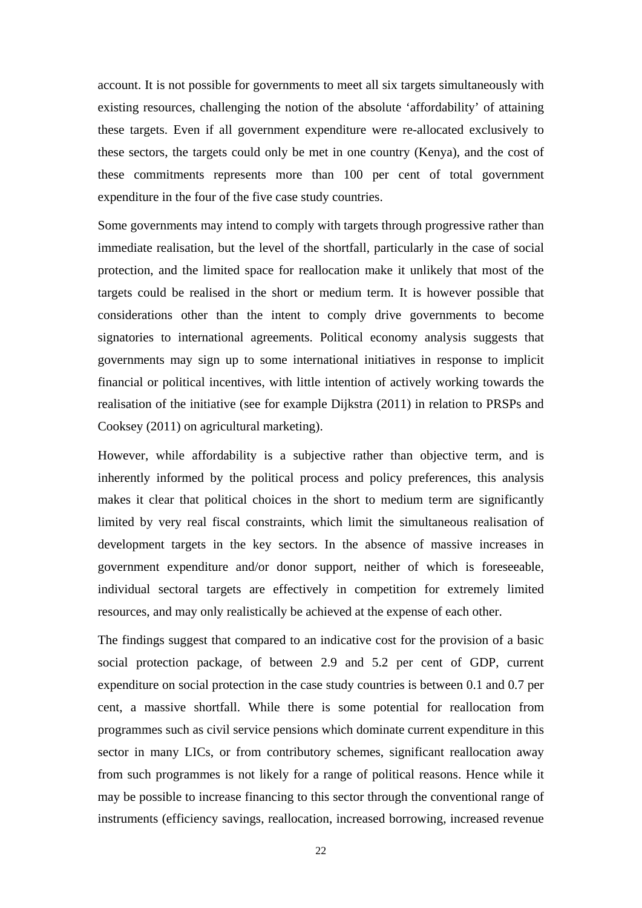account. It is not possible for governments to meet all six targets simultaneously with existing resources, challenging the notion of the absolute 'affordability' of attaining these targets. Even if all government expenditure were re-allocated exclusively to these sectors, the targets could only be met in one country (Kenya), and the cost of these commitments represents more than 100 per cent of total government expenditure in the four of the five case study countries.

Some governments may intend to comply with targets through progressive rather than immediate realisation, but the level of the shortfall, particularly in the case of social protection, and the limited space for reallocation make it unlikely that most of the targets could be realised in the short or medium term. It is however possible that considerations other than the intent to comply drive governments to become signatories to international agreements. Political economy analysis suggests that governments may sign up to some international initiatives in response to implicit financial or political incentives, with little intention of actively working towards the realisation of the initiative (see for example Dijkstra (2011) in relation to PRSPs and Cooksey (2011) on agricultural marketing).

However, while affordability is a subjective rather than objective term, and is inherently informed by the political process and policy preferences, this analysis makes it clear that political choices in the short to medium term are significantly limited by very real fiscal constraints, which limit the simultaneous realisation of development targets in the key sectors. In the absence of massive increases in government expenditure and/or donor support, neither of which is foreseeable, individual sectoral targets are effectively in competition for extremely limited resources, and may only realistically be achieved at the expense of each other.

The findings suggest that compared to an indicative cost for the provision of a basic social protection package, of between 2.9 and 5.2 per cent of GDP, current expenditure on social protection in the case study countries is between 0.1 and 0.7 per cent, a massive shortfall. While there is some potential for reallocation from programmes such as civil service pensions which dominate current expenditure in this sector in many LICs, or from contributory schemes, significant reallocation away from such programmes is not likely for a range of political reasons. Hence while it may be possible to increase financing to this sector through the conventional range of instruments (efficiency savings, reallocation, increased borrowing, increased revenue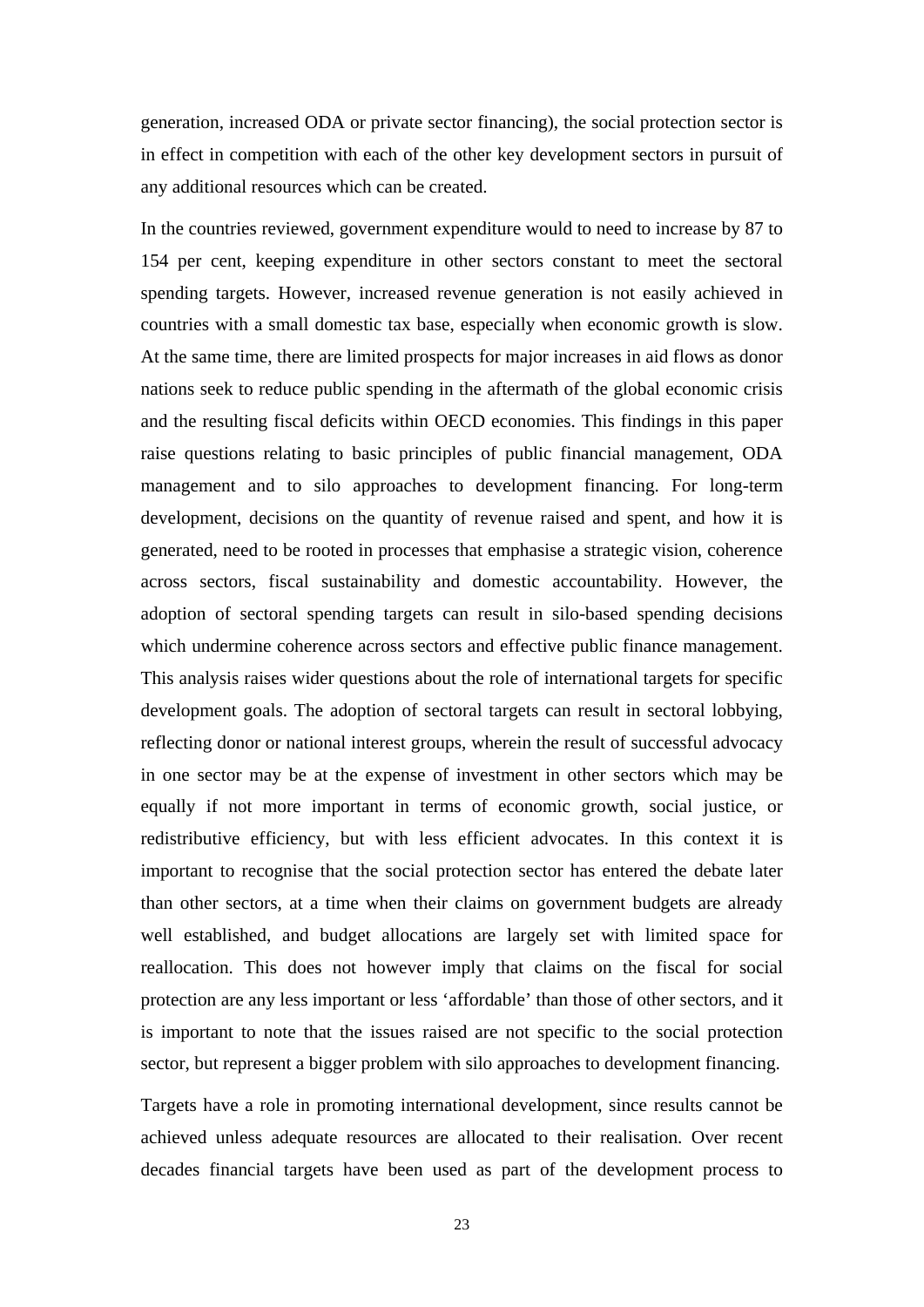generation, increased ODA or private sector financing), the social protection sector is in effect in competition with each of the other key development sectors in pursuit of any additional resources which can be created.

In the countries reviewed, government expenditure would to need to increase by 87 to 154 per cent, keeping expenditure in other sectors constant to meet the sectoral spending targets. However, increased revenue generation is not easily achieved in countries with a small domestic tax base, especially when economic growth is slow. At the same time, there are limited prospects for major increases in aid flows as donor nations seek to reduce public spending in the aftermath of the global economic crisis and the resulting fiscal deficits within OECD economies. This findings in this paper raise questions relating to basic principles of public financial management, ODA management and to silo approaches to development financing. For long-term development, decisions on the quantity of revenue raised and spent, and how it is generated, need to be rooted in processes that emphasise a strategic vision, coherence across sectors, fiscal sustainability and domestic accountability. However, the adoption of sectoral spending targets can result in silo-based spending decisions which undermine coherence across sectors and effective public finance management. This analysis raises wider questions about the role of international targets for specific development goals. The adoption of sectoral targets can result in sectoral lobbying, reflecting donor or national interest groups, wherein the result of successful advocacy in one sector may be at the expense of investment in other sectors which may be equally if not more important in terms of economic growth, social justice, or redistributive efficiency, but with less efficient advocates. In this context it is important to recognise that the social protection sector has entered the debate later than other sectors, at a time when their claims on government budgets are already well established, and budget allocations are largely set with limited space for reallocation. This does not however imply that claims on the fiscal for social protection are any less important or less 'affordable' than those of other sectors, and it is important to note that the issues raised are not specific to the social protection sector, but represent a bigger problem with silo approaches to development financing.

Targets have a role in promoting international development, since results cannot be achieved unless adequate resources are allocated to their realisation. Over recent decades financial targets have been used as part of the development process to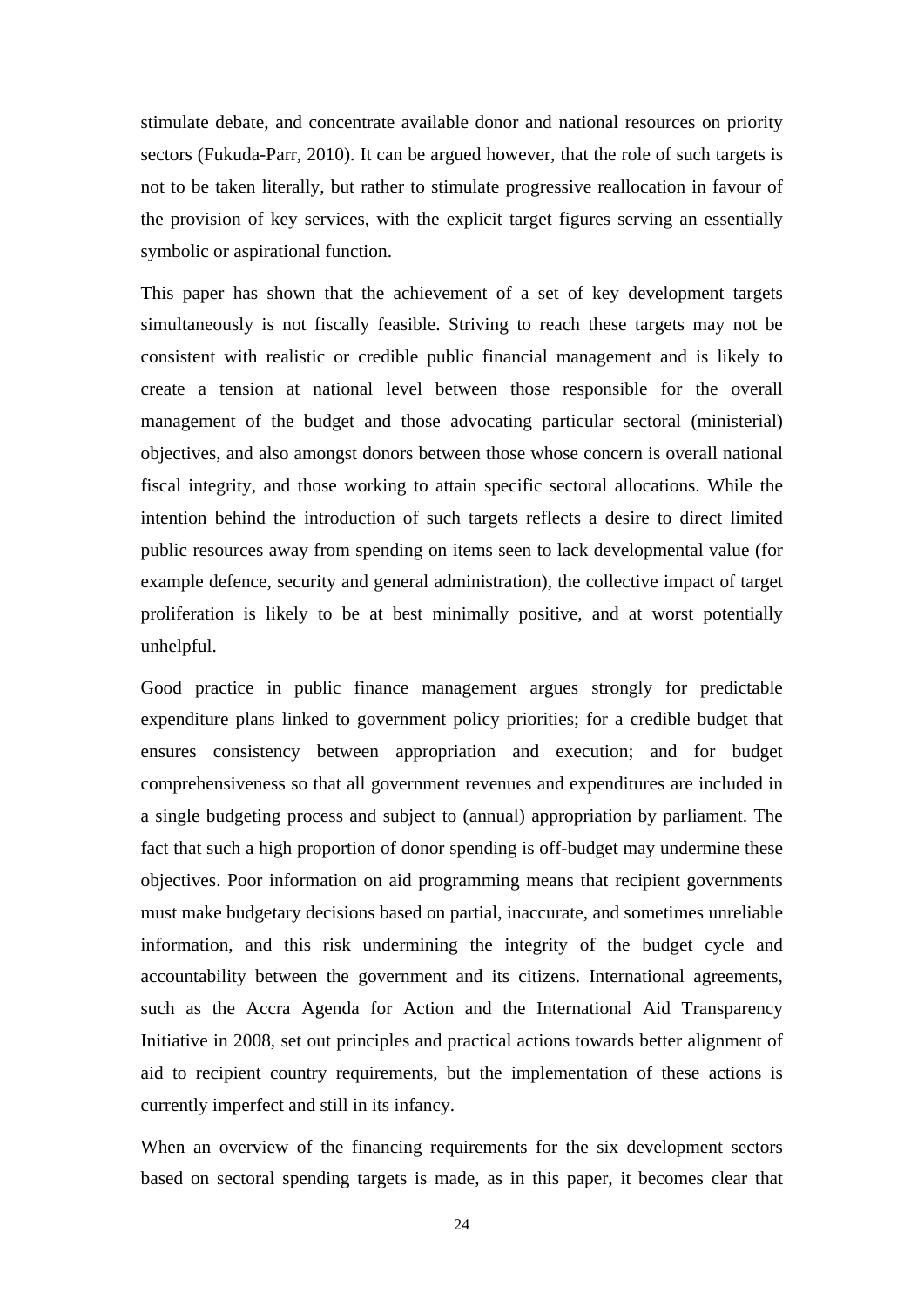stimulate debate, and concentrate available donor and national resources on priority sectors (Fukuda-Parr, 2010). It can be argued however, that the role of such targets is not to be taken literally, but rather to stimulate progressive reallocation in favour of the provision of key services, with the explicit target figures serving an essentially symbolic or aspirational function.

This paper has shown that the achievement of a set of key development targets simultaneously is not fiscally feasible. Striving to reach these targets may not be consistent with realistic or credible public financial management and is likely to create a tension at national level between those responsible for the overall management of the budget and those advocating particular sectoral (ministerial) objectives, and also amongst donors between those whose concern is overall national fiscal integrity, and those working to attain specific sectoral allocations. While the intention behind the introduction of such targets reflects a desire to direct limited public resources away from spending on items seen to lack developmental value (for example defence, security and general administration), the collective impact of target proliferation is likely to be at best minimally positive, and at worst potentially unhelpful.

Good practice in public finance management argues strongly for predictable expenditure plans linked to government policy priorities; for a credible budget that ensures consistency between appropriation and execution; and for budget comprehensiveness so that all government revenues and expenditures are included in a single budgeting process and subject to (annual) appropriation by parliament. The fact that such a high proportion of donor spending is off-budget may undermine these objectives. Poor information on aid programming means that recipient governments must make budgetary decisions based on partial, inaccurate, and sometimes unreliable information, and this risk undermining the integrity of the budget cycle and accountability between the government and its citizens. International agreements, such as the Accra Agenda for Action and the International Aid Transparency Initiative in 2008, set out principles and practical actions towards better alignment of aid to recipient country requirements, but the implementation of these actions is currently imperfect and still in its infancy.

When an overview of the financing requirements for the six development sectors based on sectoral spending targets is made, as in this paper, it becomes clear that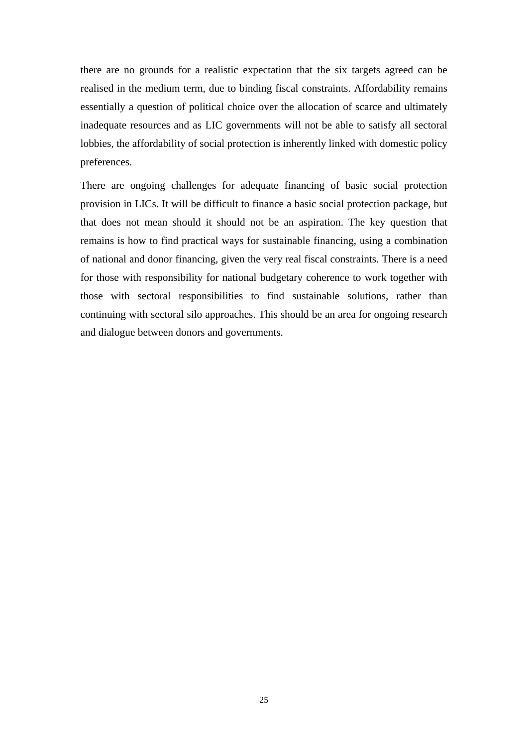there are no grounds for a realistic expectation that the six targets agreed can be realised in the medium term, due to binding fiscal constraints. Affordability remains essentially a question of political choice over the allocation of scarce and ultimately inadequate resources and as LIC governments will not be able to satisfy all sectoral lobbies, the affordability of social protection is inherently linked with domestic policy preferences.

There are ongoing challenges for adequate financing of basic social protection provision in LICs. It will be difficult to finance a basic social protection package, but that does not mean should it should not be an aspiration. The key question that remains is how to find practical ways for sustainable financing, using a combination of national and donor financing, given the very real fiscal constraints. There is a need for those with responsibility for national budgetary coherence to work together with those with sectoral responsibilities to find sustainable solutions, rather than continuing with sectoral silo approaches. This should be an area for ongoing research and dialogue between donors and governments.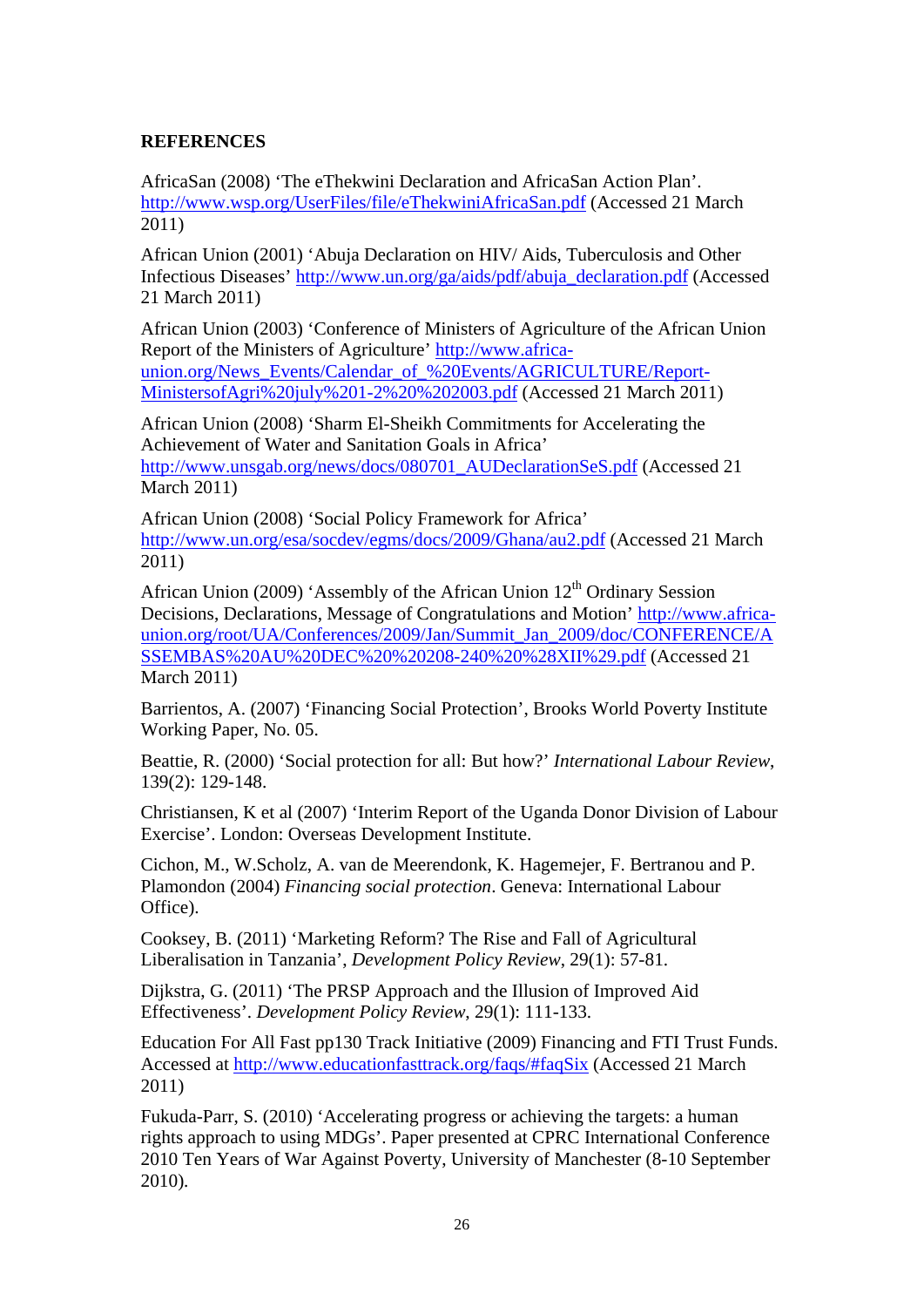**REFERENCES**

AfricaSan (2008) 'The eThekwini Declaration and AfricaSan Action Plan'. http://www.wsp.org/UserFiles/file/eThekwiniAfricaSan.pdf (Accessed 21 March 2011)

African Union (2001) 'Abuja Declaration on HIV/ Aids, Tuberculosis and Other Infectious Diseases' http://www.un.org/ga/aids/pdf/abuja_declaration.pdf (Accessed 21 March 2011)

African Union (2003) 'Conference of Ministers of Agriculture of the African Union Report of the Ministers of Agriculture' http://www.africa-union.org/News_Events/Calendar_of_%20Events/AGRICULTURE/Report-MinistersofAgri%20july%201-2%20%202003.pdf (Accessed 21 March 2011)

African Union (2008) 'Sharm El-Sheikh Commitments for Accelerating the Achievement of Water and Sanitation Goals in Africa' http://www.unsgab.org/news/docs/080701_AUDeclarationSeS.pdf (Accessed 21 March 2011)

African Union (2008) 'Social Policy Framework for Africa' http://www.un.org/esa/socdev/egms/docs/2009/Ghana/au2.pdf (Accessed 21 March 2011)

African Union (2009) 'Assembly of the African Union 12th Ordinary Session Decisions, Declarations, Message of Congratulations and Motion' http://www.africa-union.org/root/UA/Conferences/2009/Jan/Summit_Jan_2009/doc/CONFERENCE/ASSEMBAS%20AU%20DEC%20%20208-240%20%28XII%29.pdf (Accessed 21 March 2011)

Barrientos, A. (2007) 'Financing Social Protection', Brooks World Poverty Institute Working Paper, No. 05.

Beattie, R. (2000) 'Social protection for all: But how?' *International Labour Review*, 139(2): 129-148.

Christiansen, K et al (2007) 'Interim Report of the Uganda Donor Division of Labour Exercise'. London: Overseas Development Institute.

Cichon, M., W.Scholz, A. van de Meerendonk, K. Hagemejer, F. Bertranou and P. Plamondon (2004) *Financing social protection*. Geneva: International Labour Office).

Cooksey, B. (2011) 'Marketing Reform? The Rise and Fall of Agricultural Liberalisation in Tanzania', *Development Policy Review*, 29(1): 57-81.

Dijkstra, G. (2011) 'The PRSP Approach and the Illusion of Improved Aid Effectiveness'. *Development Policy Review*, 29(1): 111-133.

Education For All Fast pp130 Track Initiative (2009) Financing and FTI Trust Funds. Accessed at http://www.educationfasttrack.org/faqs/#faqSix (Accessed 21 March 2011)

Fukuda-Parr, S. (2010) 'Accelerating progress or achieving the targets: a human rights approach to using MDGs'. Paper presented at CPRC International Conference 2010 Ten Years of War Against Poverty, University of Manchester (8-10 September 2010).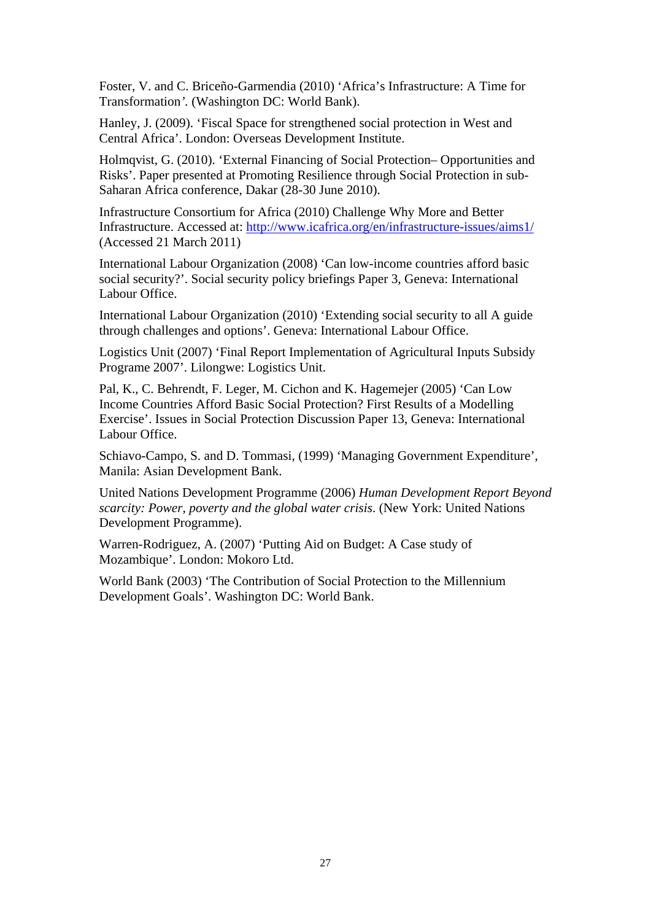Foster, V. and C. Briceño-Garmendia (2010) 'Africa's Infrastructure: A Time for Transformation'. (Washington DC: World Bank).

Hanley, J. (2009). 'Fiscal Space for strengthened social protection in West and Central Africa'. London: Overseas Development Institute.

Holmqvist, G. (2010). 'External Financing of Social Protection– Opportunities and Risks'. Paper presented at Promoting Resilience through Social Protection in sub-Saharan Africa conference, Dakar (28-30 June 2010).

Infrastructure Consortium for Africa (2010) Challenge Why More and Better Infrastructure. Accessed at: http://www.icafrica.org/en/infrastructure-issues/aims1/ (Accessed 21 March 2011)

International Labour Organization (2008) 'Can low-income countries afford basic social security?'. Social security policy briefings Paper 3, Geneva: International Labour Office.

International Labour Organization (2010) 'Extending social security to all A guide through challenges and options'. Geneva: International Labour Office.

Logistics Unit (2007) 'Final Report Implementation of Agricultural Inputs Subsidy Programe 2007'. Lilongwe: Logistics Unit.

Pal, K., C. Behrendt, F. Leger, M. Cichon and K. Hagemejer (2005) 'Can Low Income Countries Afford Basic Social Protection? First Results of a Modelling Exercise'. Issues in Social Protection Discussion Paper 13, Geneva: International Labour Office.

Schiavo-Campo, S. and D. Tommasi, (1999) 'Managing Government Expenditure', Manila: Asian Development Bank.

United Nations Development Programme (2006) *Human Development Report Beyond scarcity: Power, poverty and the global water crisis*. (New York: United Nations Development Programme).

Warren-Rodriguez, A. (2007) 'Putting Aid on Budget: A Case study of Mozambique'. London: Mokoro Ltd.

World Bank (2003) 'The Contribution of Social Protection to the Millennium Development Goals'. Washington DC: World Bank.